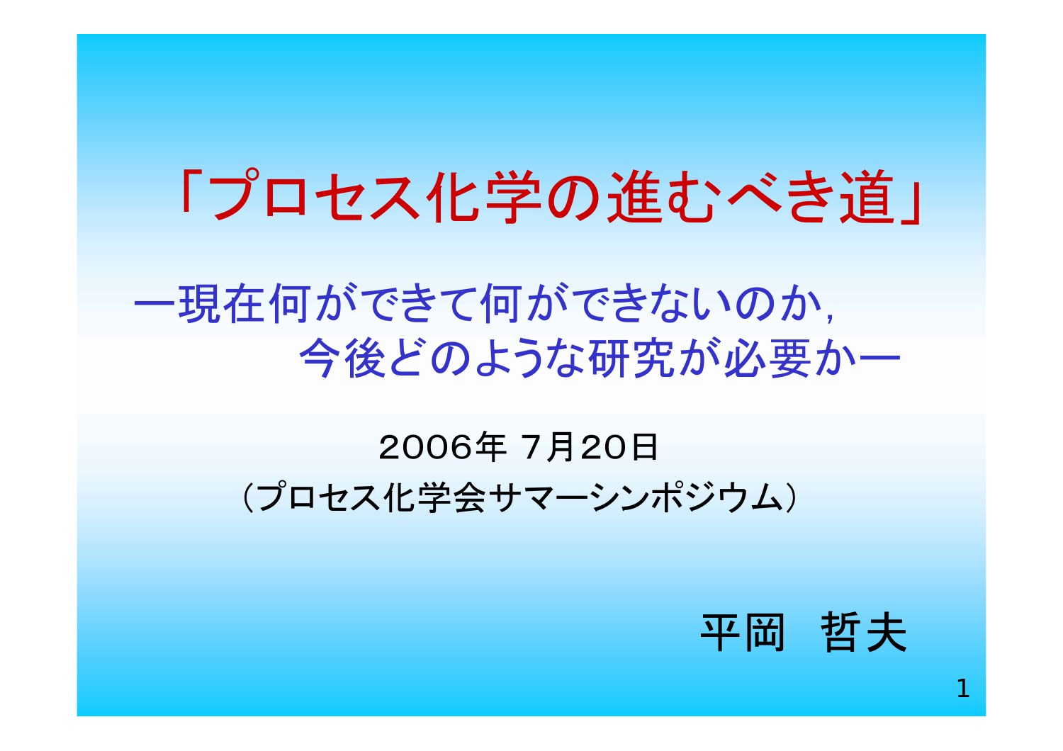# 「プロセス化学の進むべき道」

## ー現在何ができて何ができないのか，今後どのような研究が必要かー

2006年 7月20日

（プロセス化学会サマーシンポジウム）

平岡　哲夫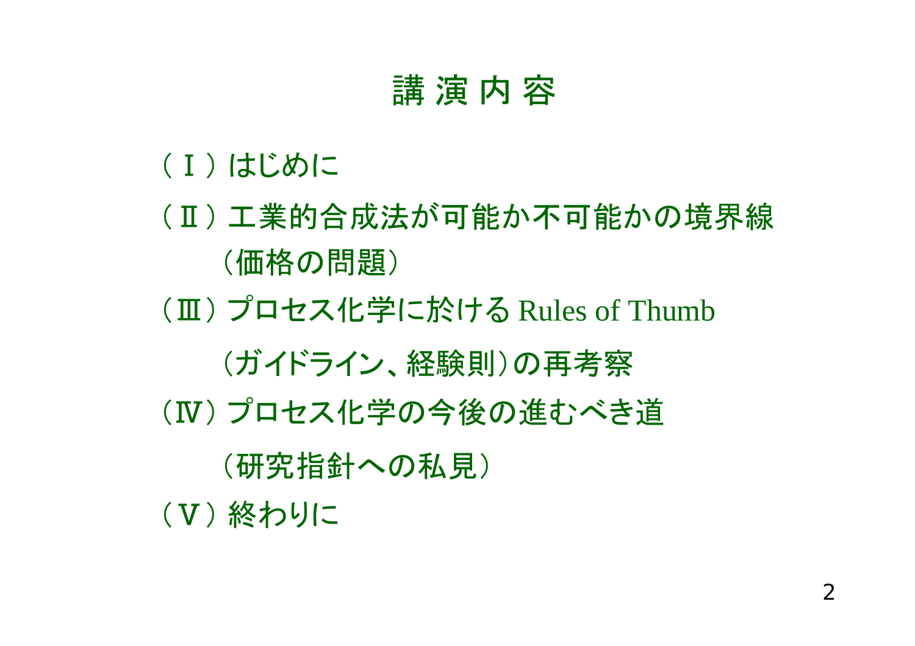# 講 演 内 容

（Ⅰ）はじめに

（Ⅱ）工業的合成法が可能か不可能かの境界線
（価格の問題）

（Ⅲ）プロセス化学に於ける Rules of Thumb
（ガイドライン、経験則）の再考察

（Ⅳ）プロセス化学の今後の進むべき道
（研究指針への私見）

（Ⅴ）終わりに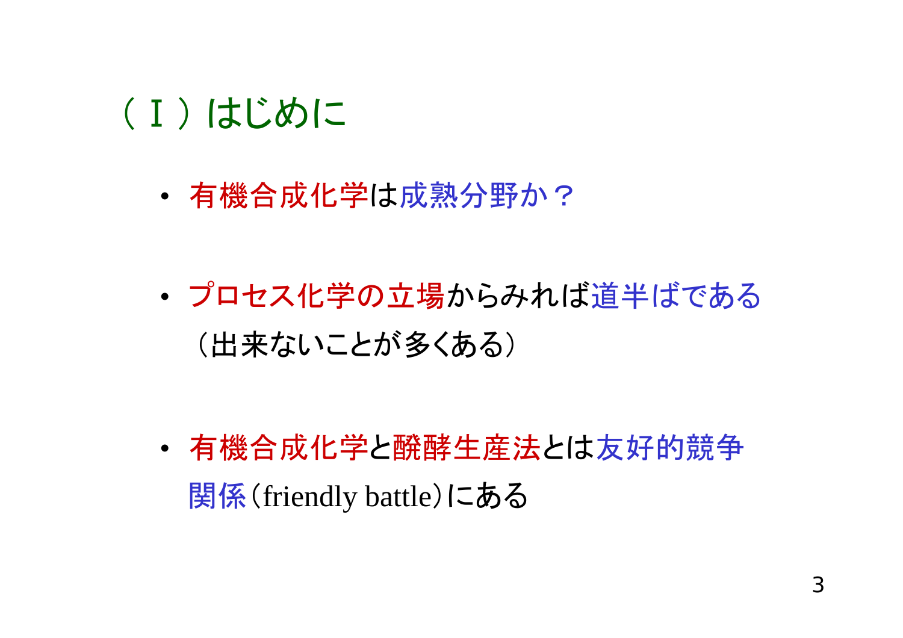# （Ｉ）はじめに

- 有機合成化学は成熟分野か？

- プロセス化学の立場からみれば道半ばである（出来ないことが多くある）

- 有機合成化学と醗酵生産法とは友好的競争関係（friendly battle）にある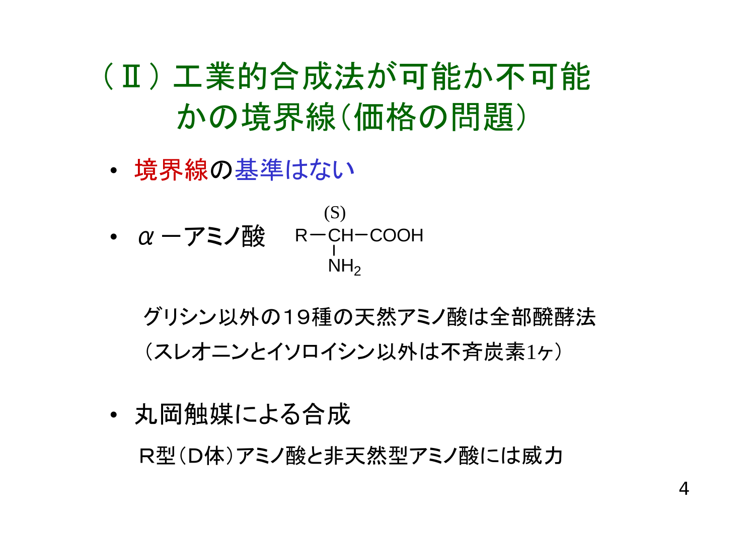# （Ⅱ）工業的合成法が可能か不可能かの境界線（価格の問題）

- 境界線の基準はない

- α －アミノ酸　(S) R－CH(NH₂)－COOH

$$R-\overset{(S)}{C}H(NH_2)-COOH$$

グリシン以外の１９種の天然アミノ酸は全部醗酵法

（スレオニンとイソロイシン以外は不斉炭素1ヶ）

- 丸岡触媒による合成

Ｒ型（Ｄ体）アミノ酸と非天然型アミノ酸には威力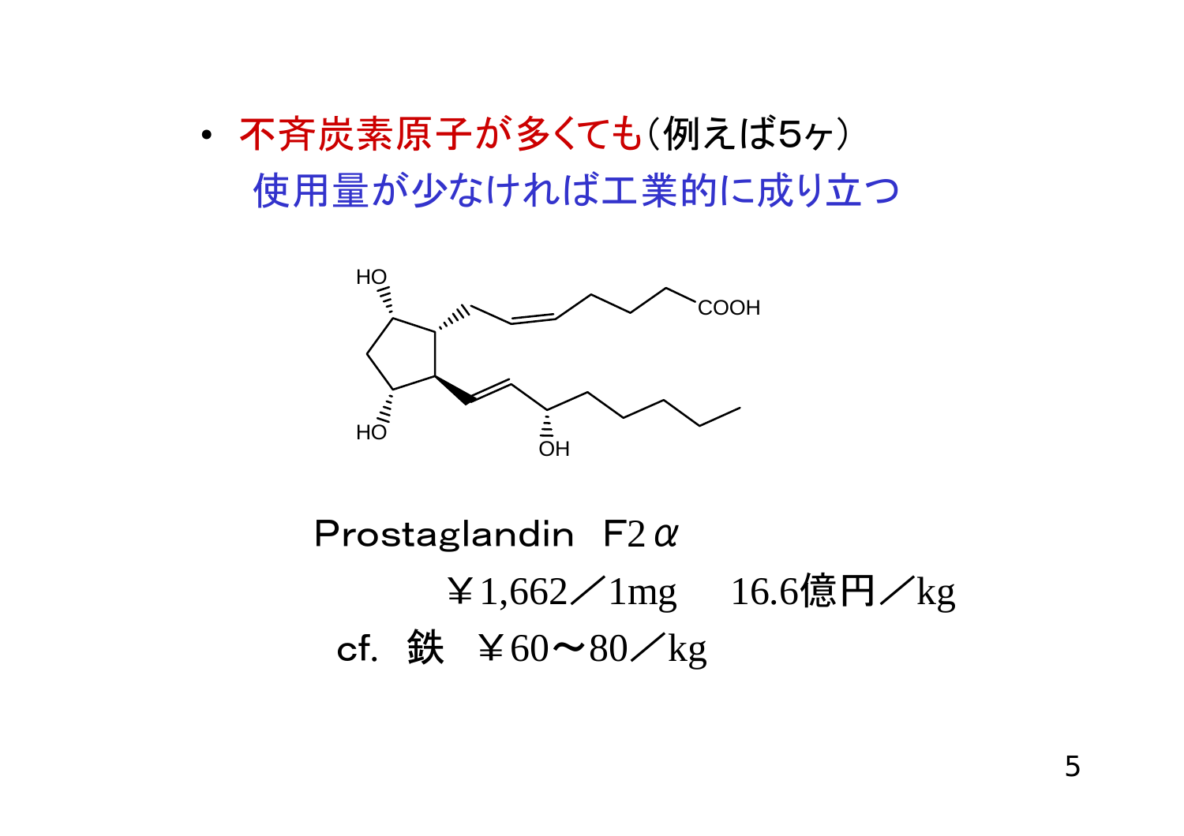- 不斉炭素原子が多くても(例えば5ヶ)
  使用量が少なければ工業的に成り立つ

HO　COOH　HO　OH

Prostaglandin　F2$\alpha$

￥1,662／1mg　　16.6億円／kg

cf.　鉄　￥60～80／kg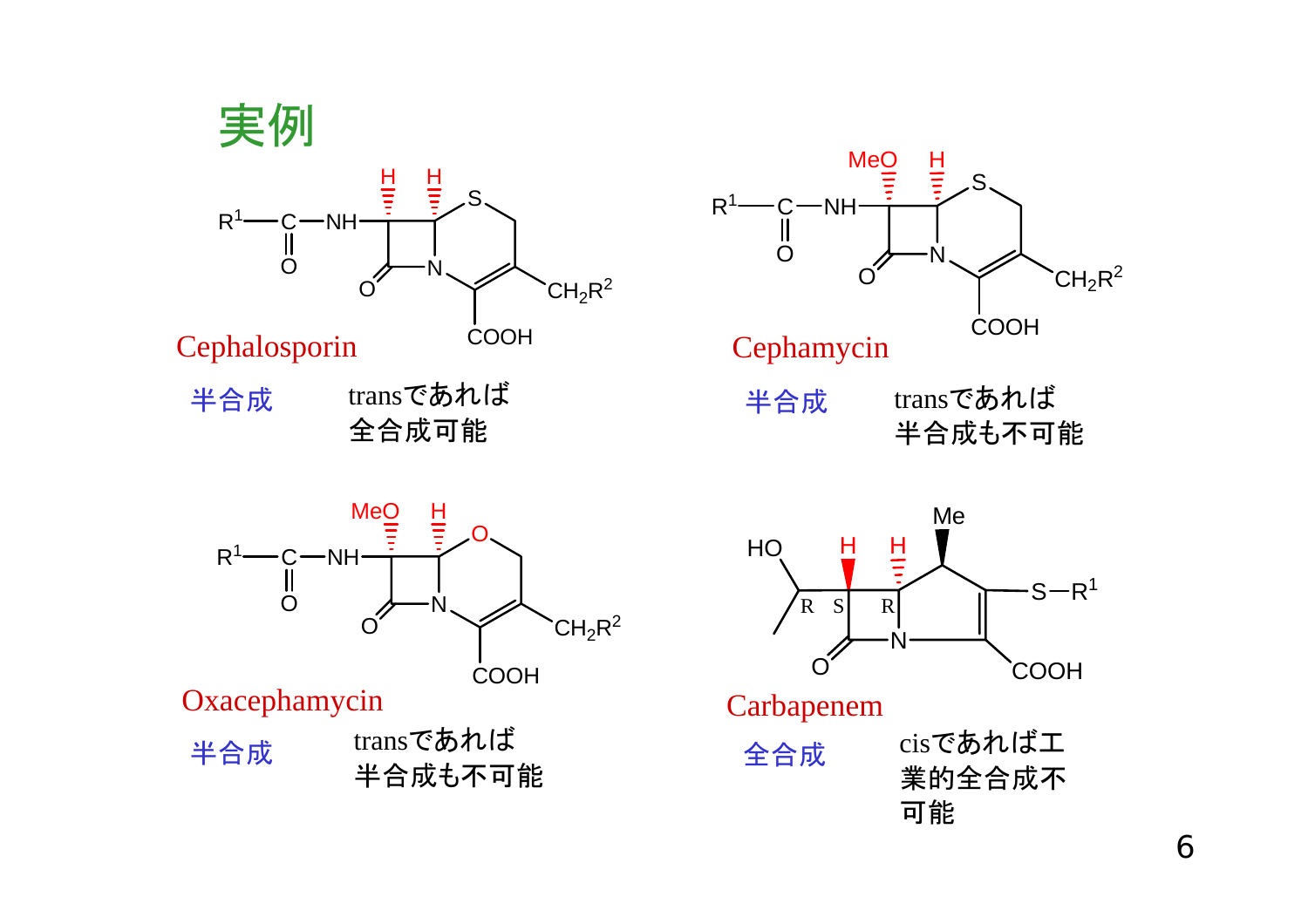# 実例

Cephalosporin

半合成　　transであれば全合成可能

Cephamycin

半合成　　transであれば半合成も不可能

Oxacephamycin

半合成　　transであれば半合成も不可能

Carbapenem

全合成　　cisであれば工業的全合成不可能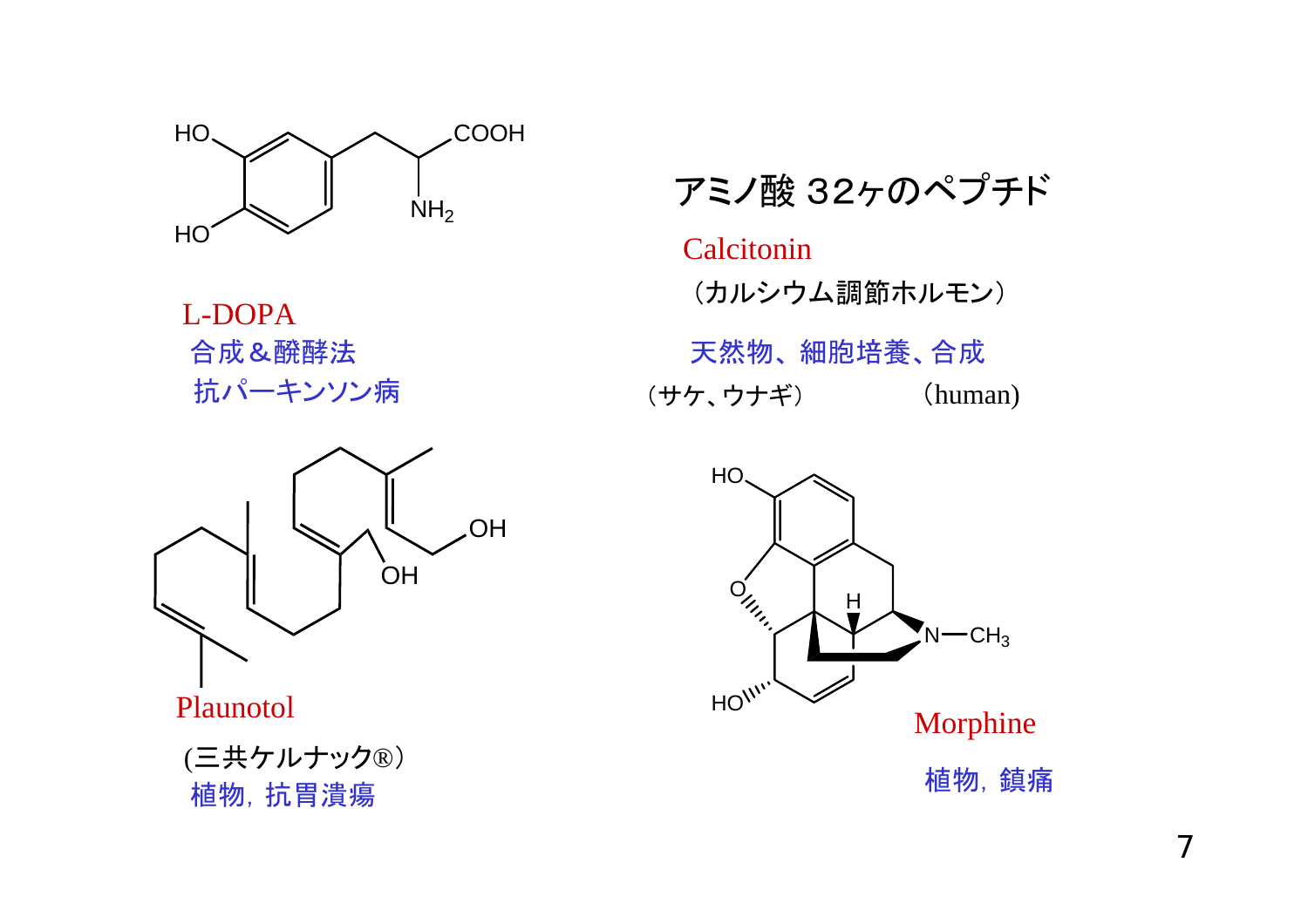L-DOPA

合成＆醗酵法

抗パーキンソン病

アミノ酸 32ヶのペプチド

Calcitonin

（カルシウム調節ホルモン）

天然物、細胞培養、合成

（サケ、ウナギ）　　（human)

Plaunotol

(三共ケルナック®）

植物，抗胃潰瘍

Morphine

植物，鎮痛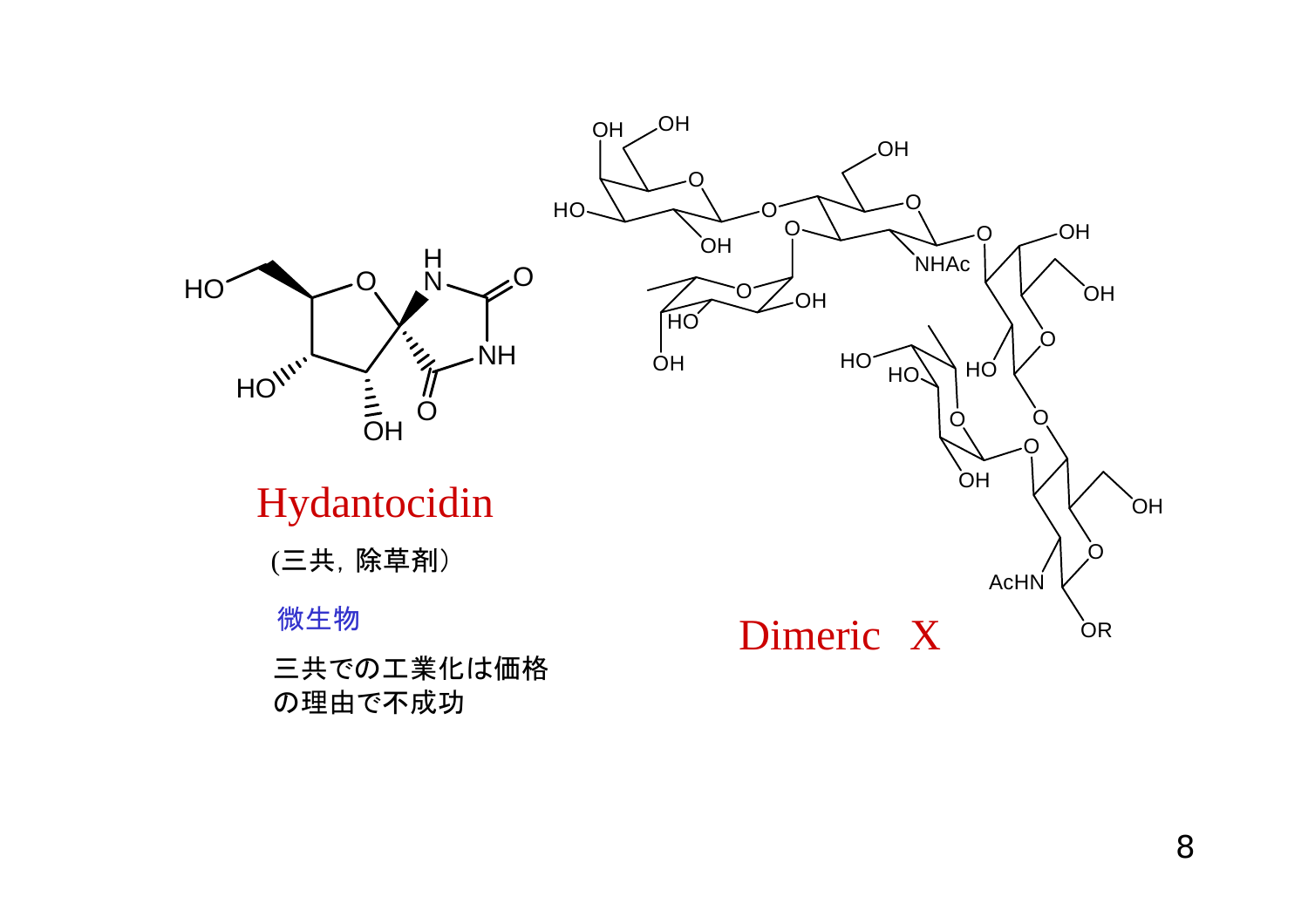Hydantocidin

(三共，除草剤）

微生物

三共での工業化は価格の理由で不成功

Dimeric X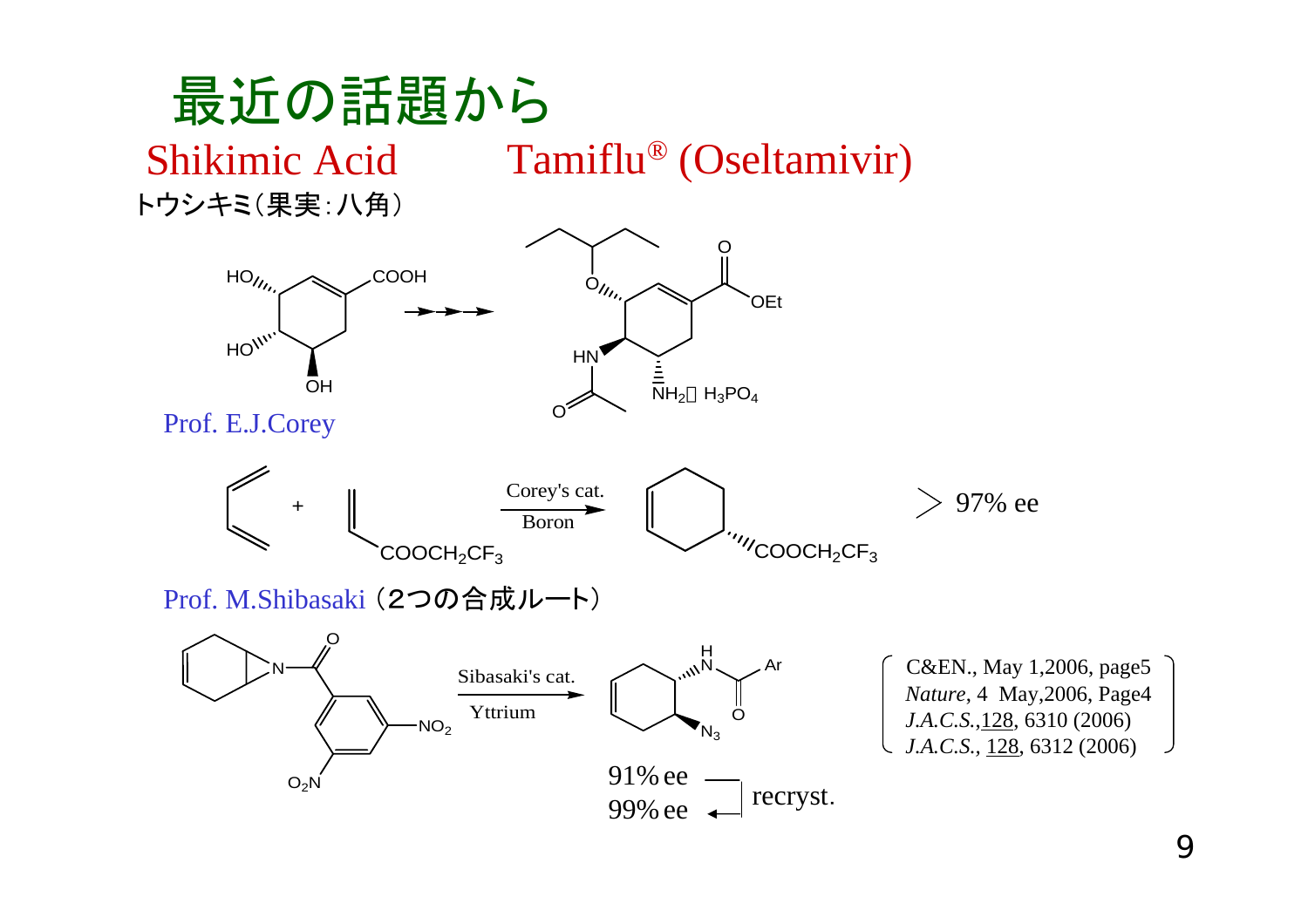# 最近の話題から

**Shikimic Acid** 　　　　**Tamiflu® (Oseltamivir)**

トウシキミ（果実：八角）

→→→

$NH_2$・$H_3PO_4$

Prof. E.J.Corey

+ 　Corey's cat. / Boron → $COOCH_2CF_3$ 　> 97% ee

Prof. M.Shibasaki（2つの合成ルート）

Sibasaki's cat. / Yttrium →

91% ee
99% ee 　recryst.

C&EN., May 1,2006, page5
*Nature*, 4 May,2006, Page4
*J.A.C.S.*,128, 6310 (2006)
*J.A.C.S.*, 128, 6312 (2006)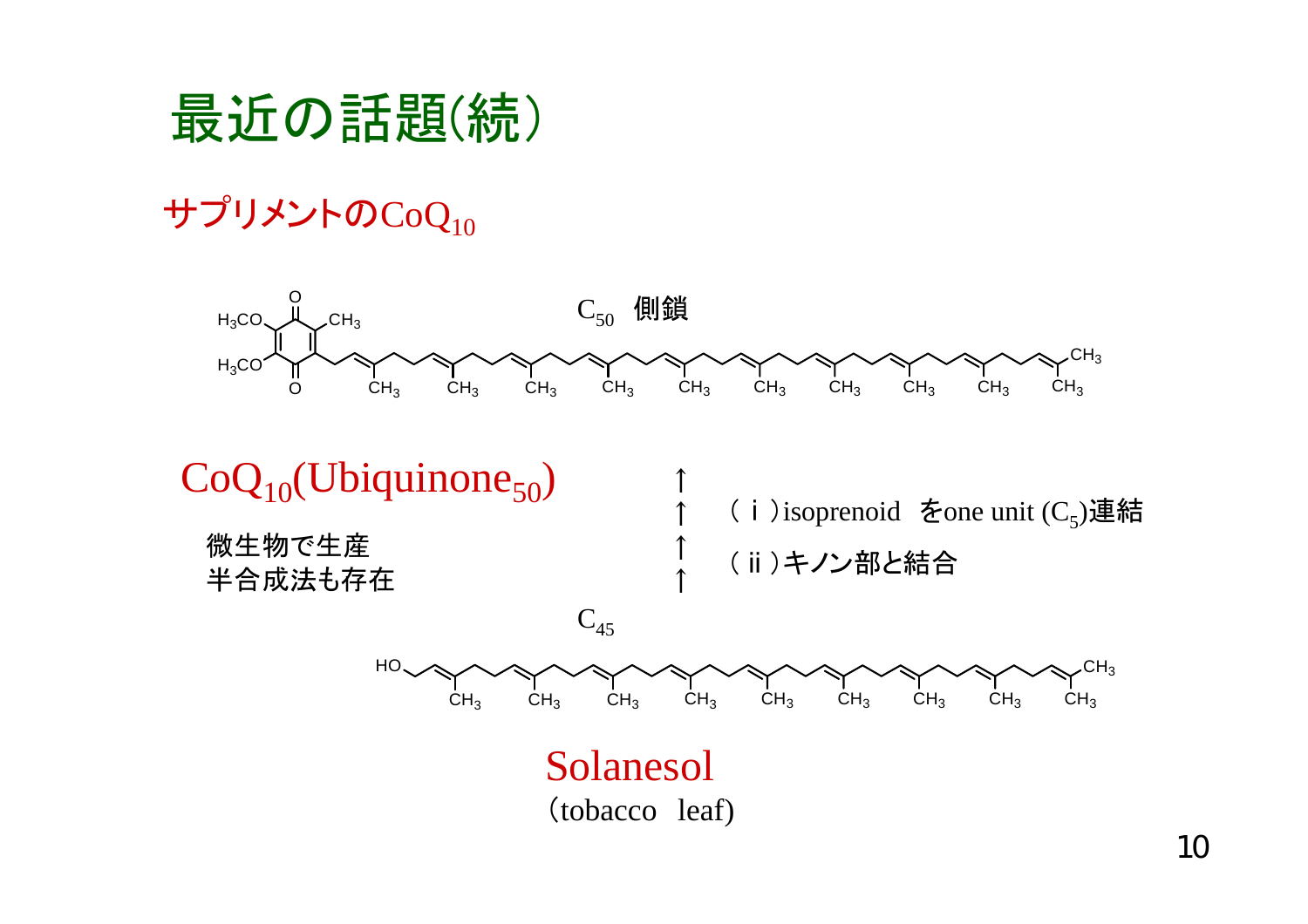# 最近の話題(続)

## サプリメントのCoQ$_{10}$

$C_{50}$ 側鎖

$CoQ_{10}$(Ubiquinone$_{50}$)

微生物で生産
半合成法も存在

↑
↑
↑
↑

（ⅰ）isoprenoid をone unit ($C_5$)連結

（ⅱ）キノン部と結合

$C_{45}$

Solanesol
(tobacco leaf)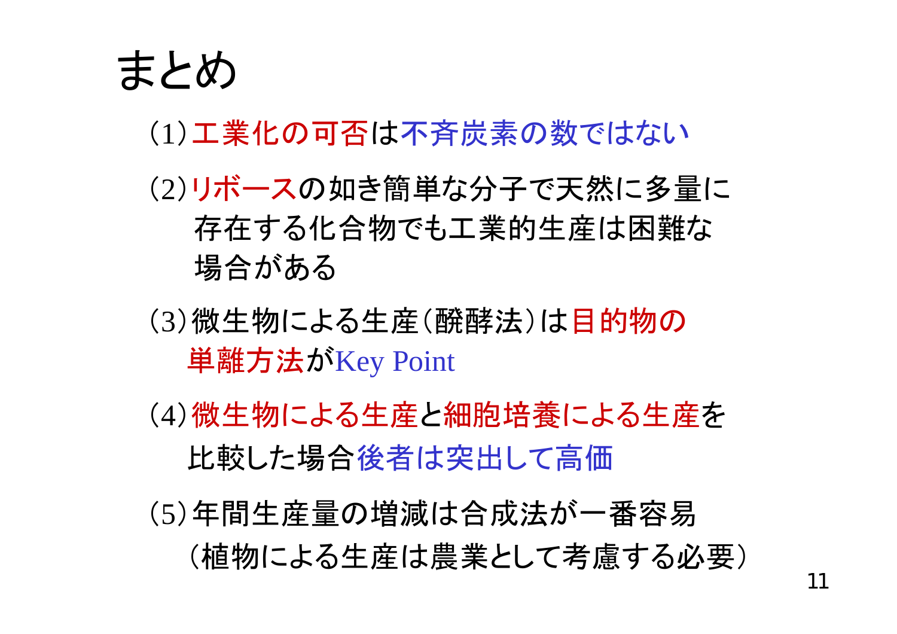# まとめ

（1）工業化の可否は不斉炭素の数ではない

（2）リボースの如き簡単な分子で天然に多量に存在する化合物でも工業的生産は困難な場合がある

（3）微生物による生産（醗酵法）は目的物の単離方法がKey Point

（4）微生物による生産と細胞培養による生産を比較した場合後者は突出して高価

（5）年間生産量の増減は合成法が一番容易（植物による生産は農業として考慮する必要）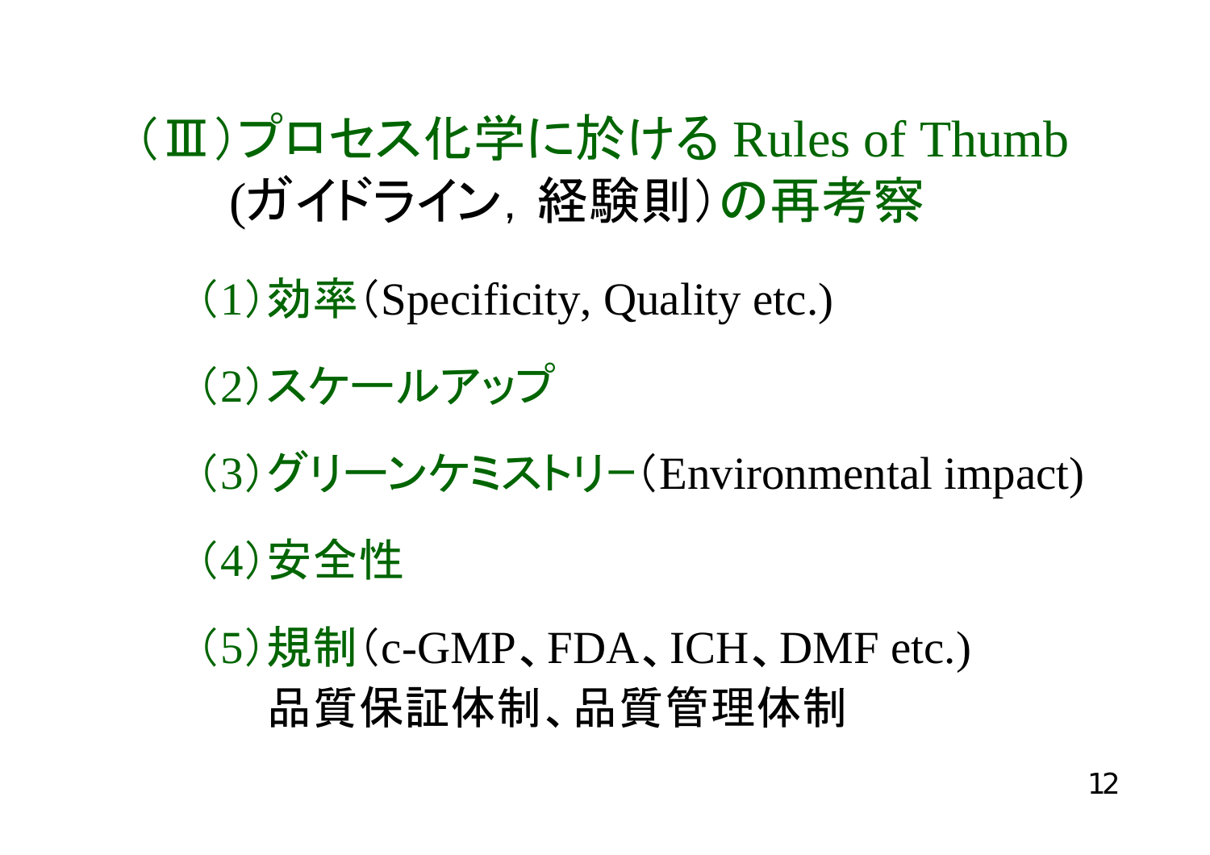# （Ⅲ）プロセス化学に於ける Rules of Thumb (ガイドライン，経験則）の再考察

（1）効率（Specificity, Quality etc.)

（2）スケールアップ

（3）グリーンケミストリー（Environmental impact)

（4）安全性

（5）規制（c-GMP、FDA、ICH、DMF etc.)
　品質保証体制、品質管理体制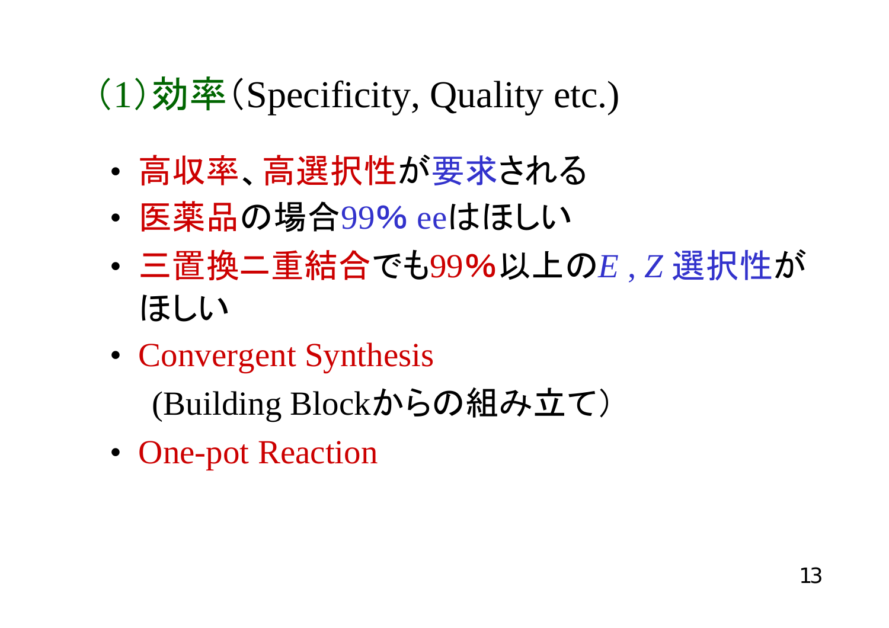## (1)効率(Specificity, Quality etc.)

- 高収率、高選択性が要求される
- 医薬品の場合99% eeはほしい
- 三置換二重結合でも99%以上の*E* , *Z* 選択性がほしい
- Convergent Synthesis
  (Building Blockからの組み立て)
- One-pot Reaction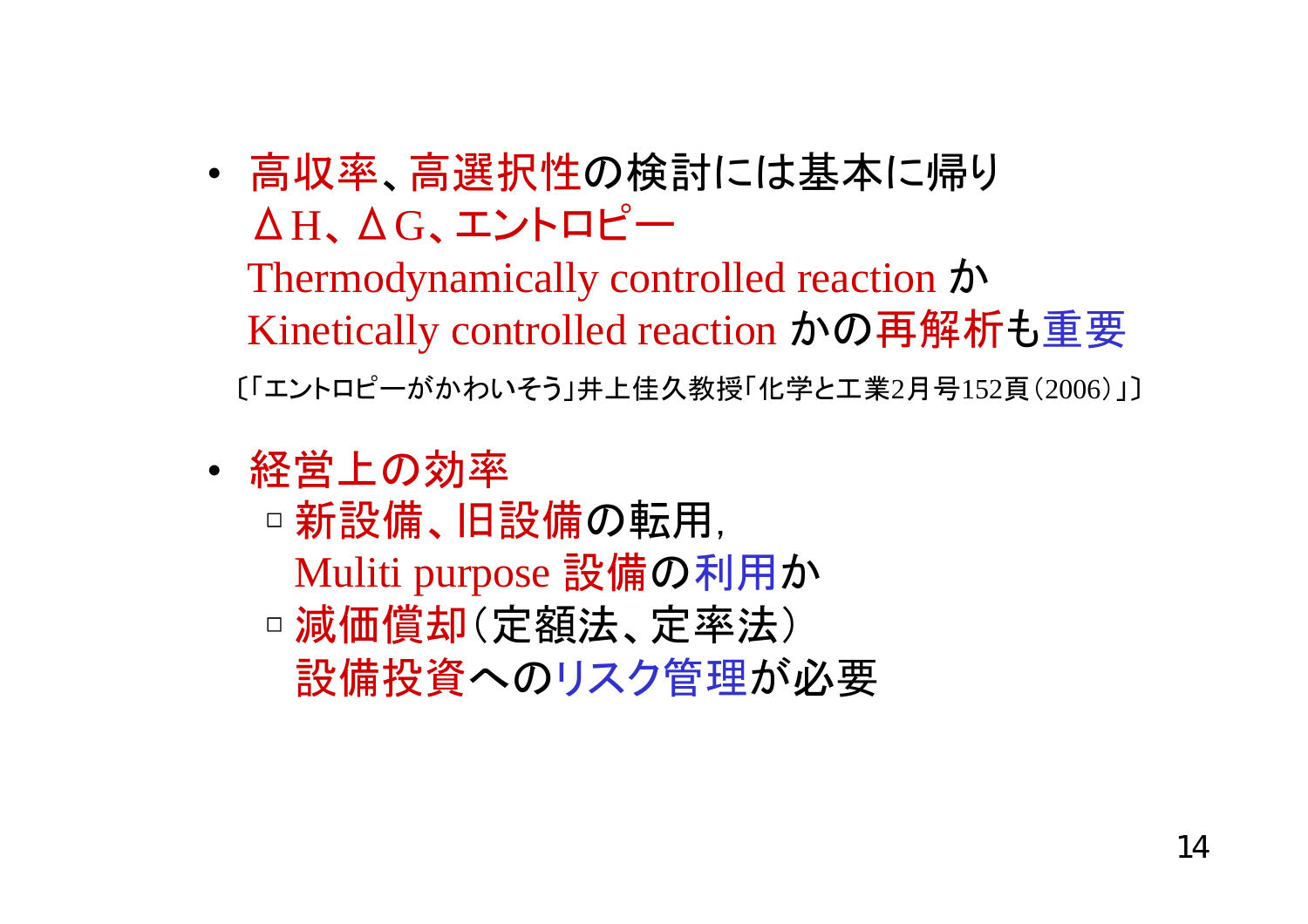- 高収率、高選択性の検討には基本に帰り
  ΔH、ΔG、エントロピー
  Thermodynamically controlled reaction か
  Kinetically controlled reaction かの再解析も重要

〔「エントロピーがかわいそう」井上佳久教授「化学と工業2月号152頁（2006）」〕

- 経営上の効率
  - 新設備、旧設備の転用,
    Muliti purpose 設備の利用か
  - 減価償却（定額法、定率法）
    設備投資へのリスク管理が必要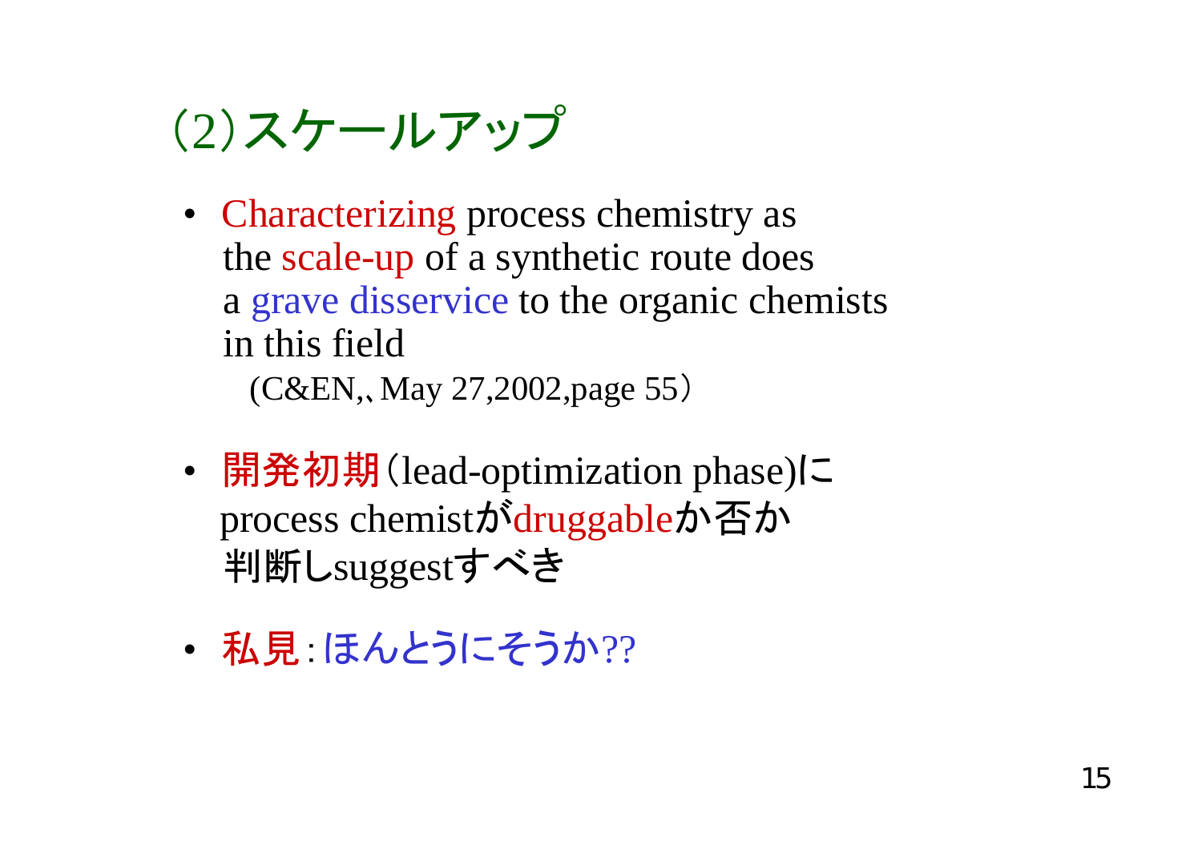## (2)スケールアップ

- Characterizing process chemistry as the scale-up of a synthetic route does a grave disservice to the organic chemists in this field
  (C&EN,、May 27,2002,page 55)

- 開発初期(lead-optimization phase)に process chemistがdruggableか否か判断しsuggestすべき

- 私見：ほんとうにそうか??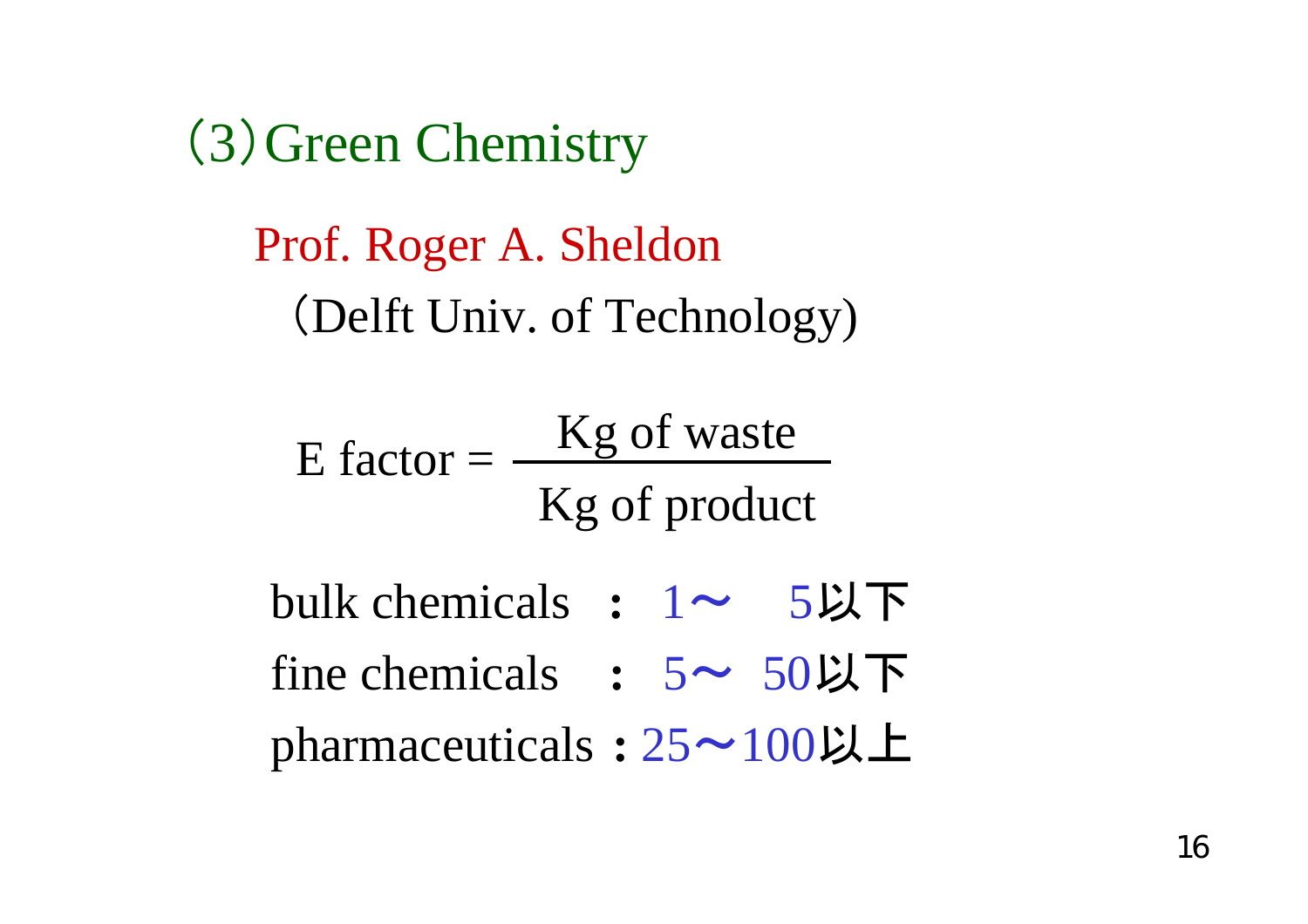## (3) Green Chemistry

Prof. Roger A. Sheldon
(Delft Univ. of Technology)

$$\text{E factor} = \frac{\text{Kg of waste}}{\text{Kg of product}}$$

bulk chemicals ： 1〜 5以下
fine chemicals ： 5〜 50以下
pharmaceuticals ：25〜100以上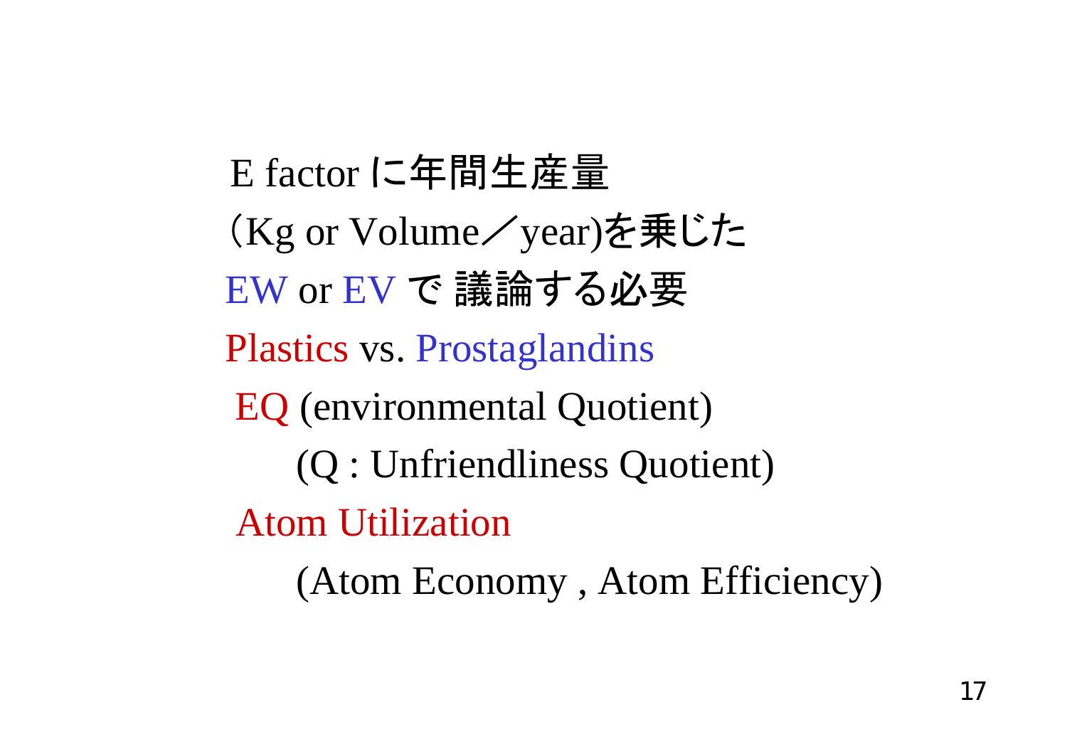E factor に年間生産量

（Kg or Volume／year)を乗じた

EW or EV で 議論する必要

Plastics vs. Prostaglandins

EQ (environmental Quotient)

(Q : Unfriendliness Quotient)

Atom Utilization

(Atom Economy , Atom Efficiency)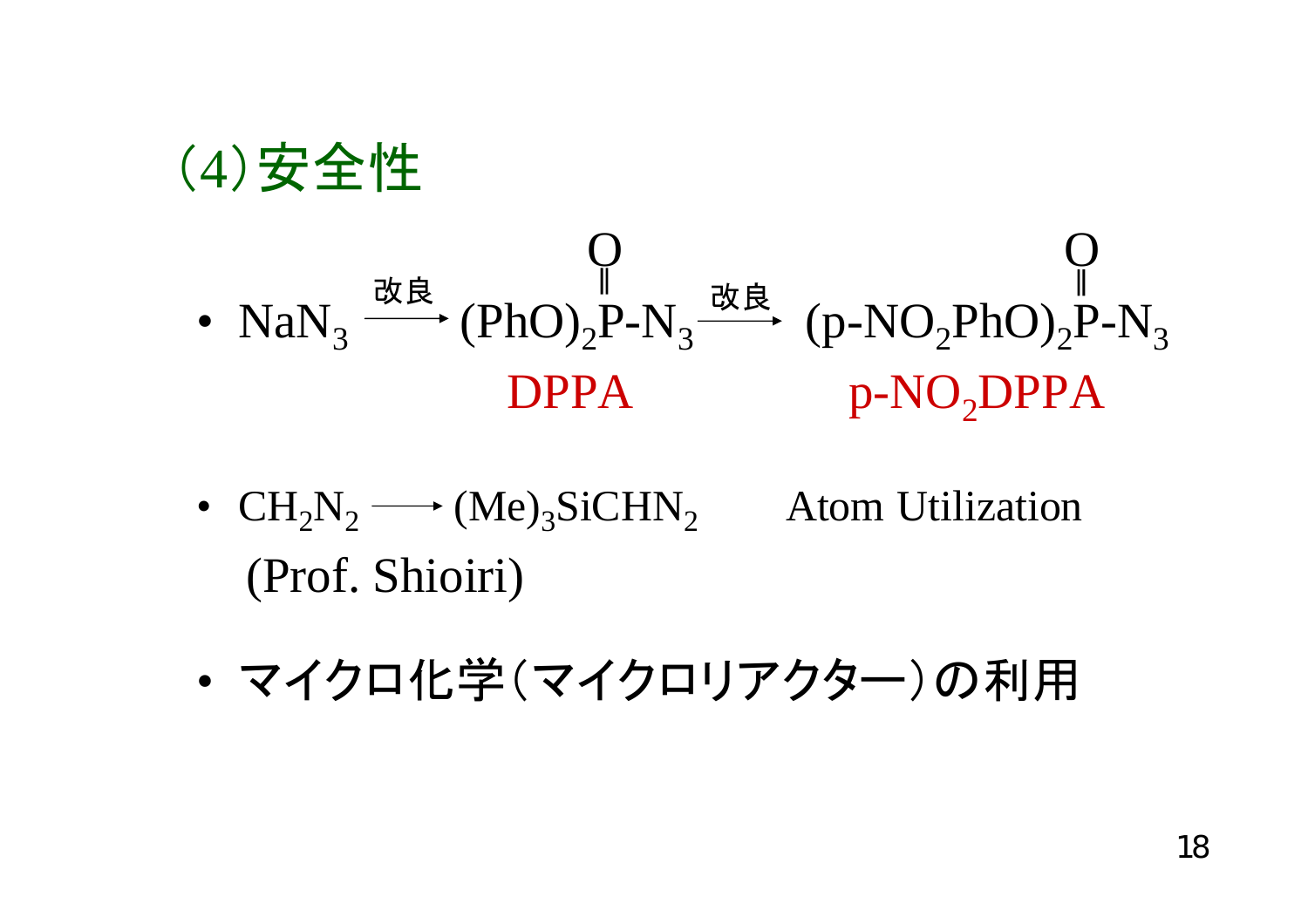## (4)安全性

- $NaN_3 \xrightarrow{\text{改良}} (PhO)_2P(=O)\text{-}N_3 \xrightarrow{\text{改良}} (p\text{-}NO_2PhO)_2P(=O)\text{-}N_3$

  DPPA　　　p-$NO_2$DPPA

- $CH_2N_2 \longrightarrow (Me)_3SiCHN_2$　　Atom Utilization

  (Prof. Shioiri)

- マイクロ化学（マイクロリアクター）の利用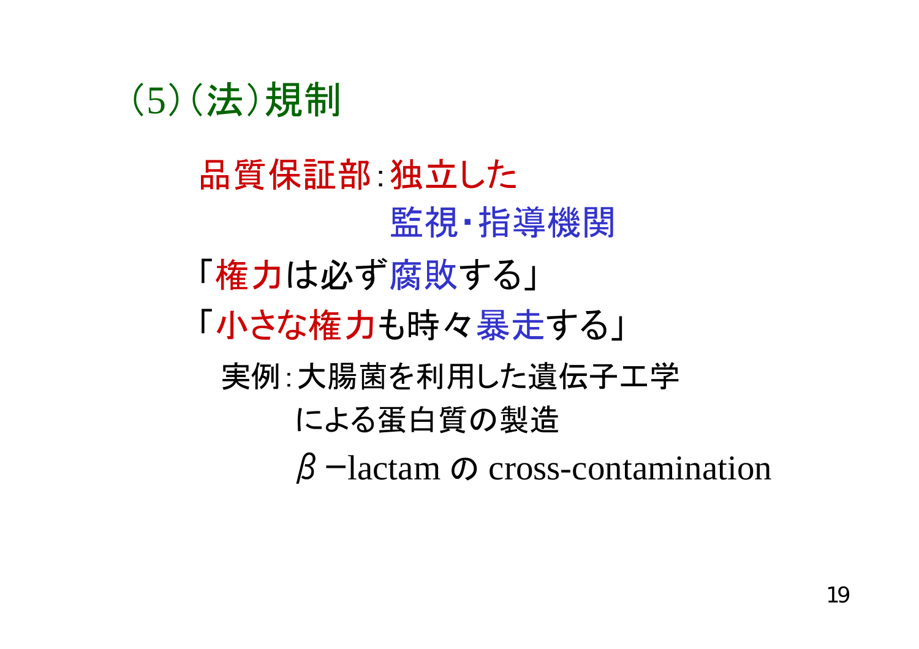## (5)(法)規制

品質保証部:独立した
　　　　　監視・指導機関

「権力は必ず腐敗する」

「小さな権力も時々暴走する」

実例:大腸菌を利用した遺伝子工学
　　　による蛋白質の製造
　　　$\beta$ −lactam の cross-contamination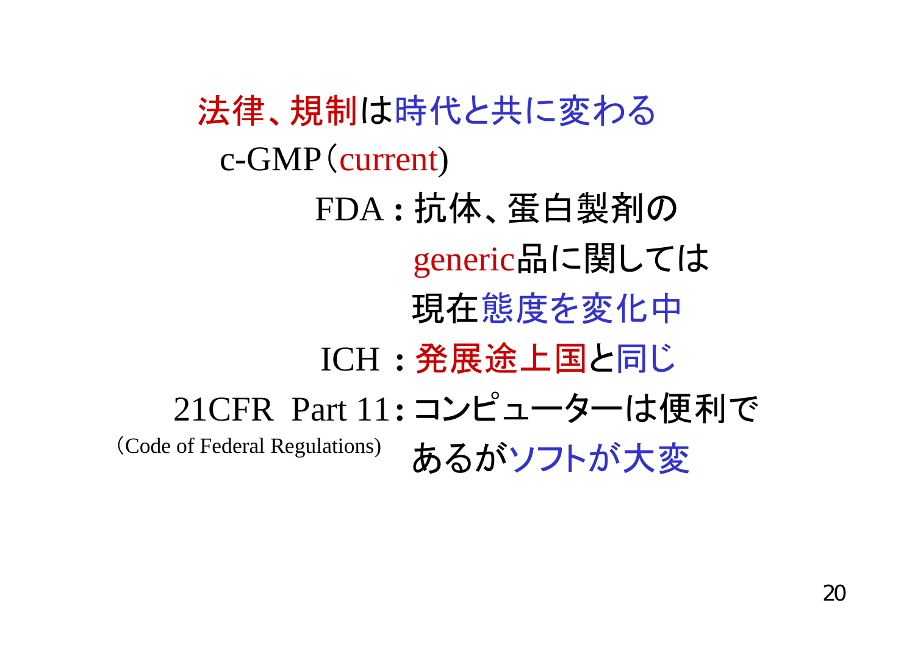# 法律、規制は時代と共に変わる

c-GMP（current）

FDA：抗体、蛋白製剤の generic品に関しては現在態度を変化中

ICH：発展途上国と同じ

21CFR Part 11：コンピューターは便利であるがソフトが大変

（Code of Federal Regulations）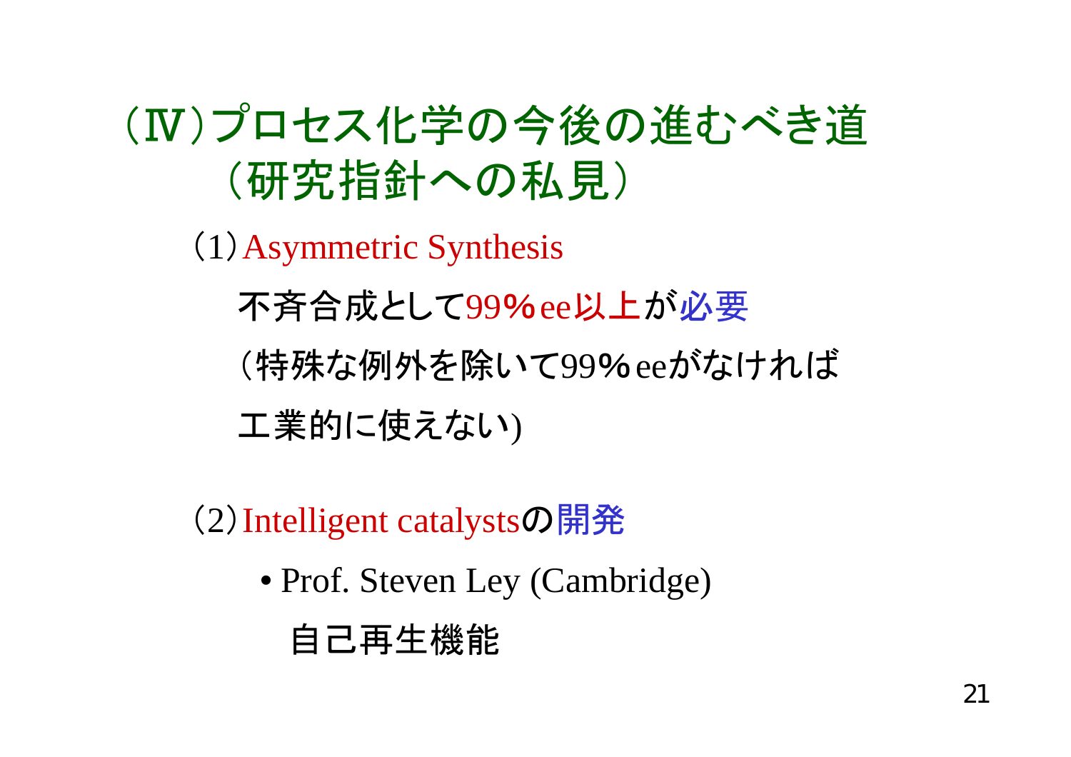# （Ⅳ）プロセス化学の今後の進むべき道（研究指針への私見）

（1）Asymmetric Synthesis

不斉合成として99％ee以上が必要

（特殊な例外を除いて99％eeがなければ工業的に使えない)

（2）Intelligent catalystsの開発

- Prof. Steven Ley (Cambridge)

  自己再生機能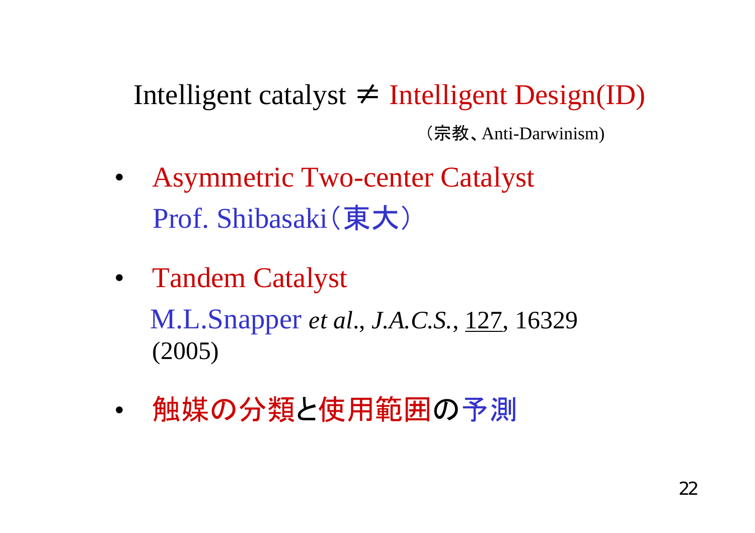Intelligent catalyst ≠ Intelligent Design(ID)

（宗教、Anti-Darwinism)

- Asymmetric Two-center Catalyst
  Prof. Shibasaki（東大）
- Tandem Catalyst
  M.L.Snapper *et al*., *J.A.C.S.*, 127, 16329 (2005)
- 触媒の分類と使用範囲の予測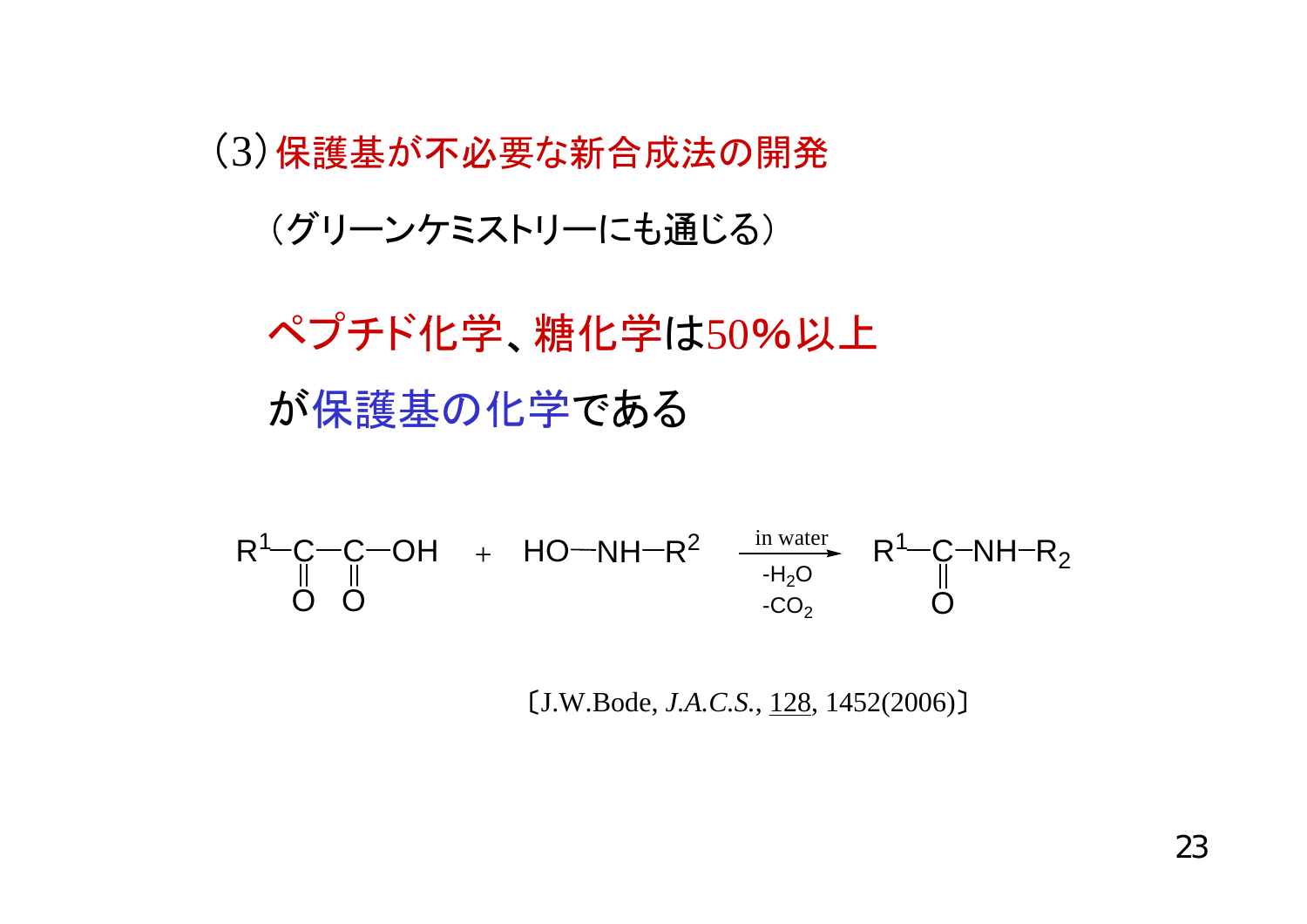## (3) 保護基が不必要な新合成法の開発

（グリーンケミストリーにも通じる）

ペプチド化学、糖化学は50%以上

が保護基の化学である

$$R^1-\underset{\underset{O}{\|}}{C}-\underset{\underset{O}{\|}}{C}-OH \;+\; HO-NH-R^2 \xrightarrow[\substack{-H_2O \\ -CO_2}]{\text{in water}} R^1-\underset{\underset{O}{\|}}{C}-NH-R_2$$

〔J.W.Bode, *J.A.C.S.*, 128, 1452(2006)〕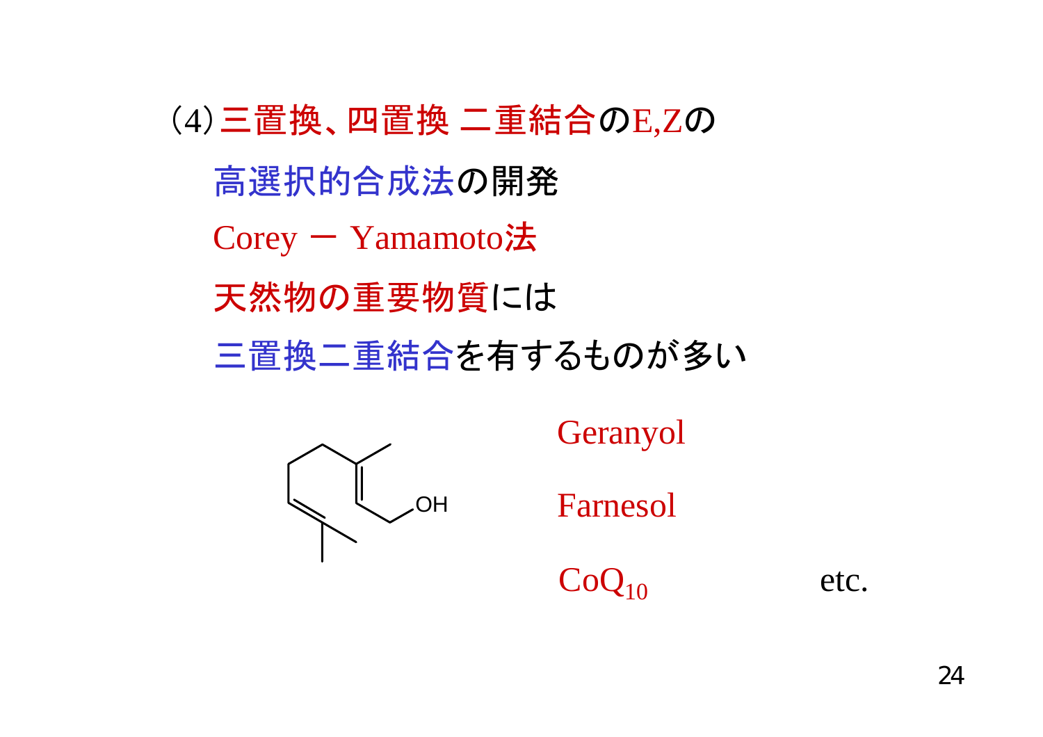(4) 三置換、四置換 二重結合のE,Zの

高選択的合成法の開発

Corey ー Yamamoto法

天然物の重要物質には

三置換二重結合を有するものが多い

OH

Geranyol

Farnesol

$CoQ_{10}$ etc.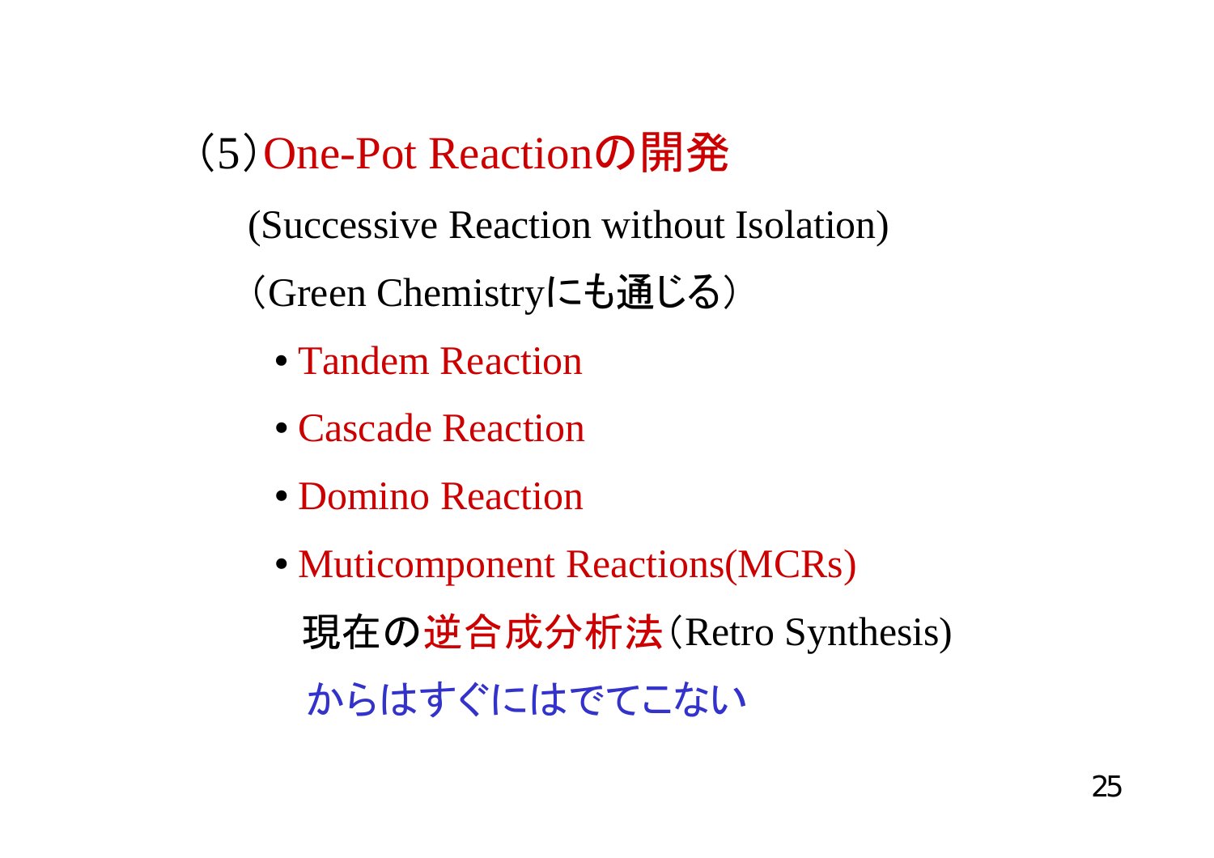## （5）One-Pot Reactionの開発

(Successive Reaction without Isolation)

（Green Chemistryにも通じる）

- Tandem Reaction
- Cascade Reaction
- Domino Reaction
- Muticomponent Reactions(MCRs)

現在の逆合成分析法（Retro Synthesis)

からはすぐにはでてこない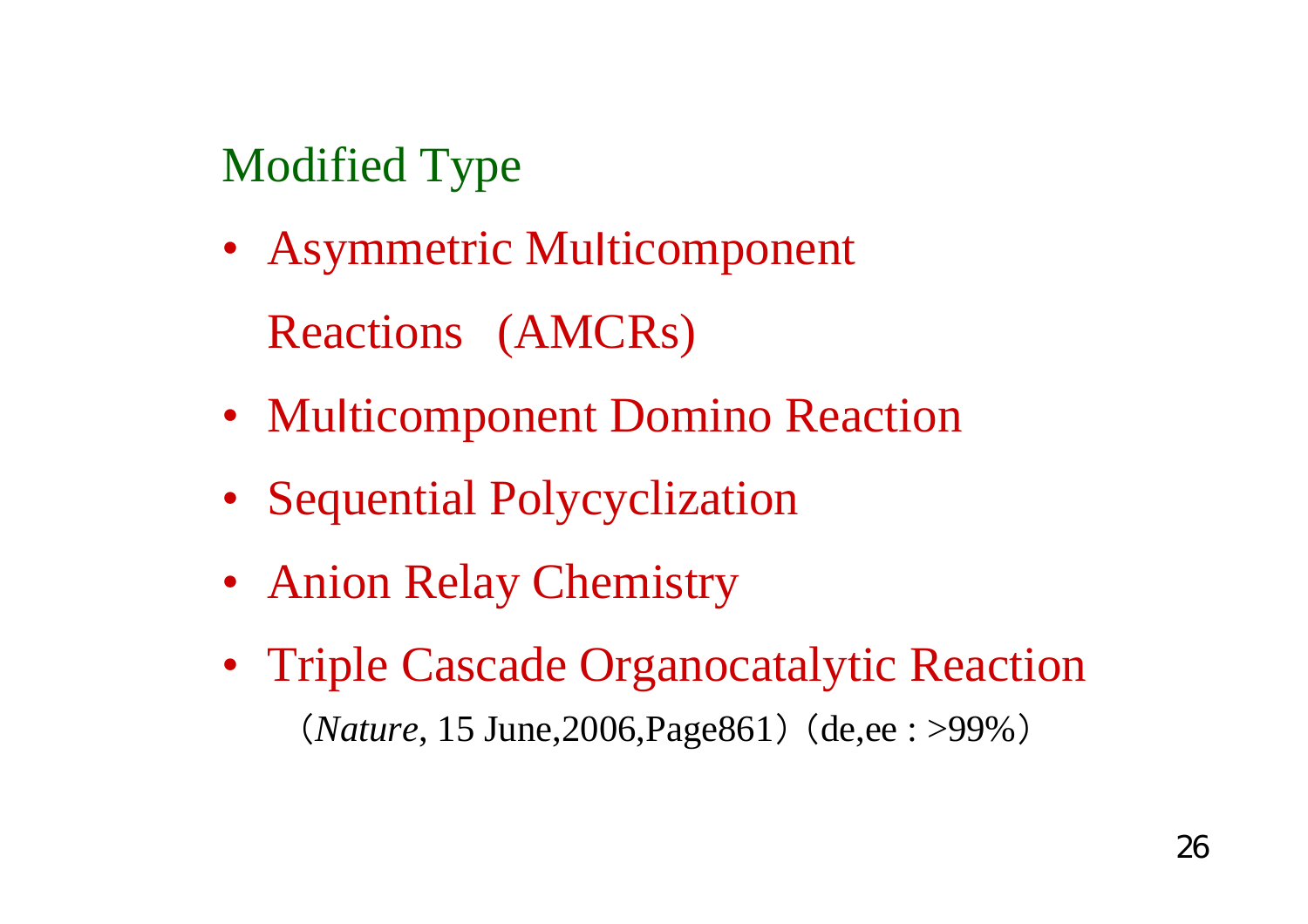## Modified Type

- Asymmetric Multicomponent Reactions (AMCRs)
- Multicomponent Domino Reaction
- Sequential Polycyclization
- Anion Relay Chemistry
- Triple Cascade Organocatalytic Reaction

（*Nature*, 15 June,2006,Page861）（de,ee : >99%）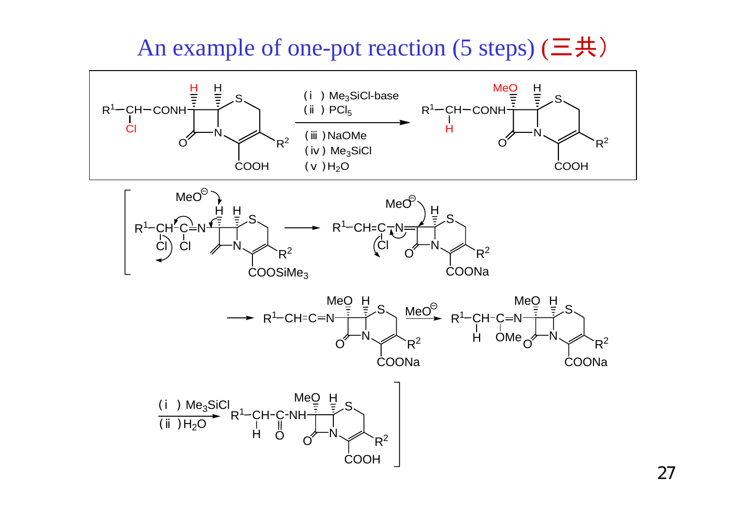# An example of one-pot reaction (5 steps) (三共)

(i) $Me_3SiCl$-base

(ii) $PCl_5$

(iii) NaOMe

(iv) $Me_3SiCl$

(v) $H_2O$

(i) $Me_3SiCl$

(ii) $H_2O$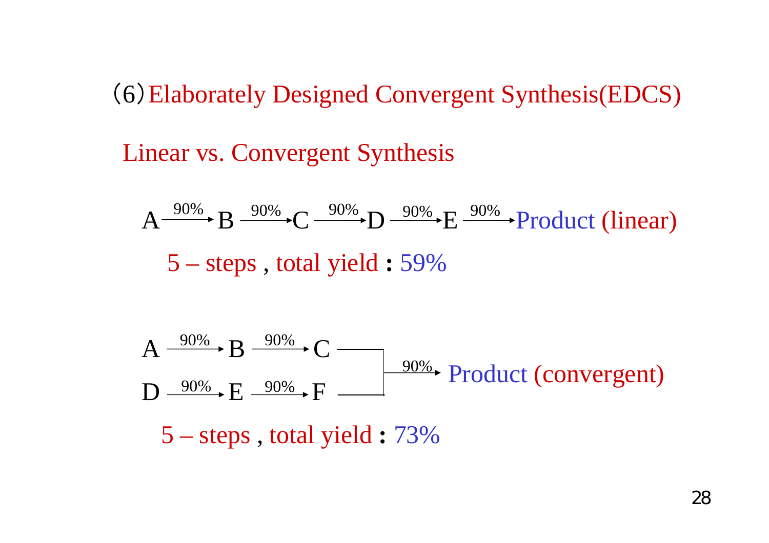## （6）Elaborately Designed Convergent Synthesis(EDCS)

### Linear vs. Convergent Synthesis

$$A \xrightarrow{90\%} B \xrightarrow{90\%} C \xrightarrow{90\%} D \xrightarrow{90\%} E \xrightarrow{90\%} \text{Product (linear)}$$

5 – steps , total yield : 59%

$$A \xrightarrow{90\%} B \xrightarrow{90\%} C$$

$$D \xrightarrow{90\%} E \xrightarrow{90\%} F$$

$$C + F \xrightarrow{90\%} \text{Product (convergent)}$$

5 – steps , total yield : 73%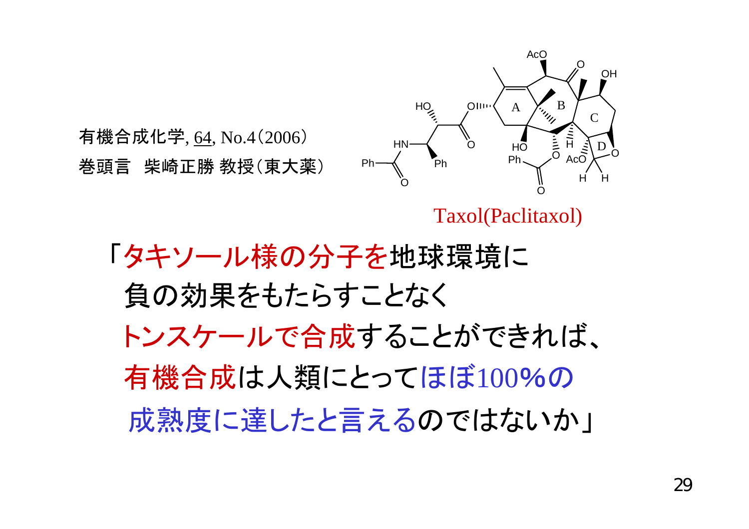有機合成化学, 64, No.4（2006）
巻頭言　柴崎正勝 教授（東大薬）

Taxol(Paclitaxol)

「タキソール様の分子を地球環境に
負の効果をもたらすことなく
トンスケールで合成することができれば、
有機合成は人類にとってほぼ100%の
成熟度に達したと言えるのではないか」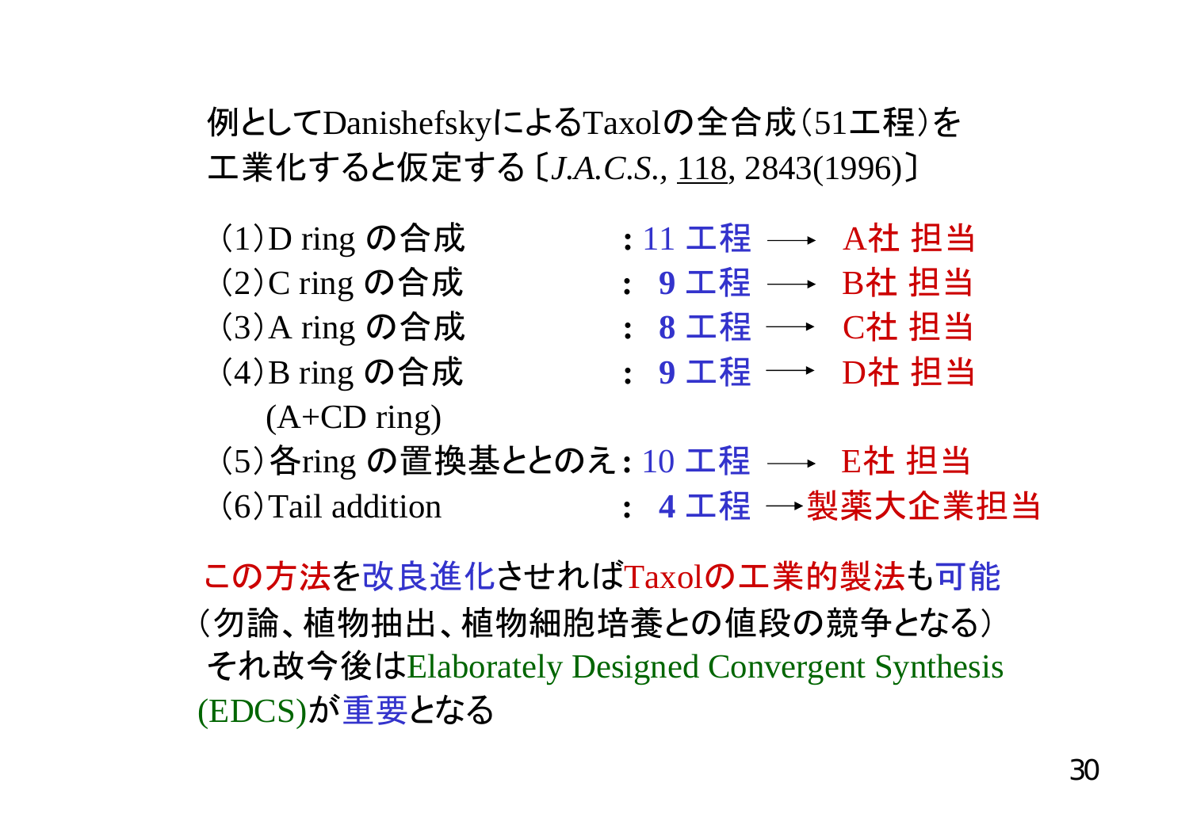例としてDanishefskyによるTaxolの全合成（51工程）を工業化すると仮定する〔*J.A.C.S.*, 118, 2843(1996)〕

| | | | |
|---|---|---|---|
| （1）D ring の合成 | : 11 工程 | → | A社 担当 |
| （2）C ring の合成 | : 9 工程 | → | B社 担当 |
| （3）A ring の合成 | : 8 工程 | → | C社 担当 |
| （4）B ring の合成 (A+CD ring) | : 9 工程 | → | D社 担当 |
| （5）各ring の置換基ととのえ | : 10 工程 | → | E社 担当 |
| （6）Tail addition | : 4 工程 | → | 製薬大企業担当 |

この方法を改良進化させればTaxolの工業的製法も可能（勿論、植物抽出、植物細胞培養との値段の競争となる）

それ故今後はElaborately Designed Convergent Synthesis (EDCS)が重要となる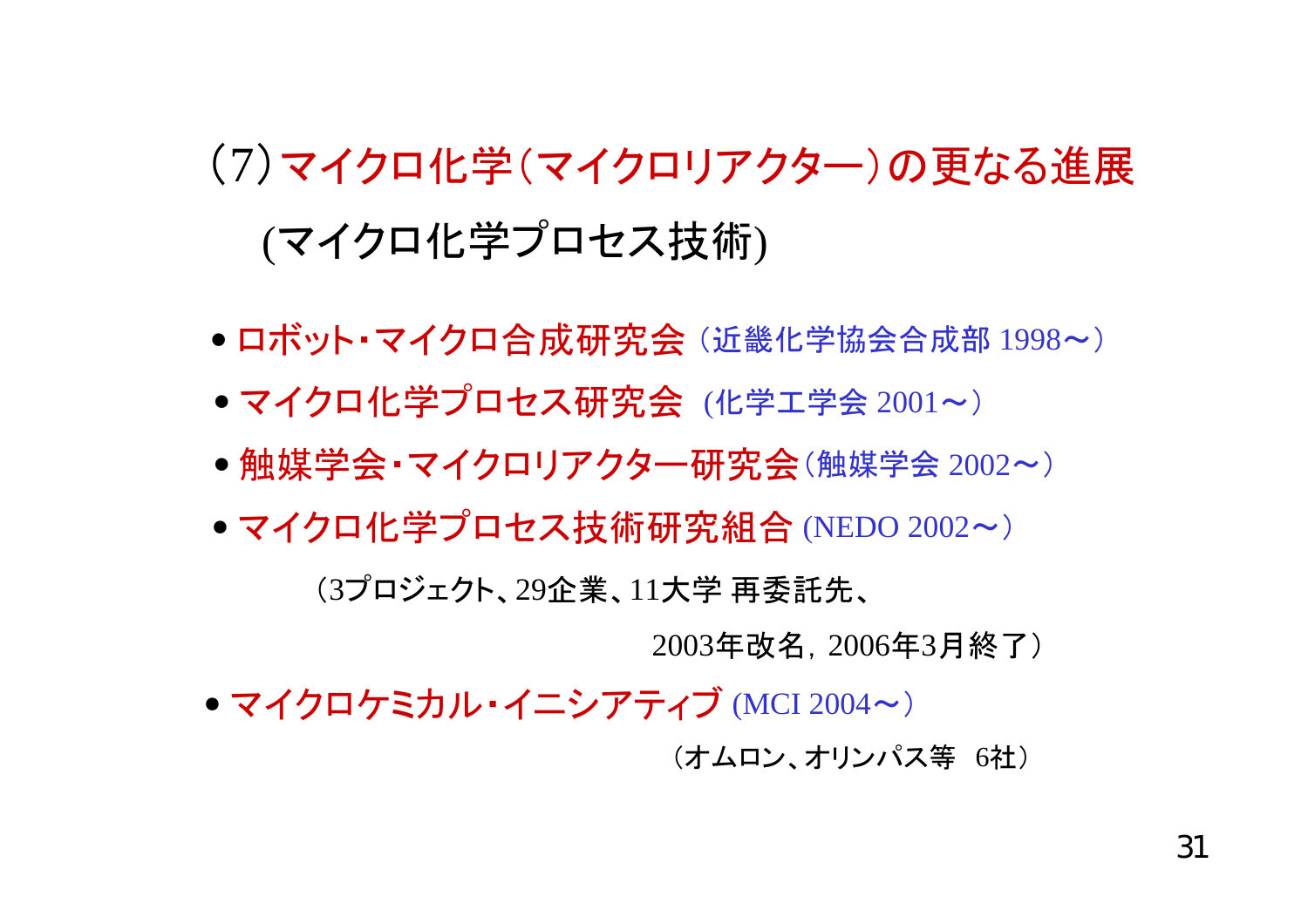# （7）マイクロ化学（マイクロリアクター）の更なる進展

## (マイクロ化学プロセス技術)

- ロボット・マイクロ合成研究会（近畿化学協会合成部 1998～）
- マイクロ化学プロセス研究会 (化学工学会 2001～）
- 触媒学会・マイクロリアクター研究会（触媒学会 2002～）
- マイクロ化学プロセス技術研究組合 (NEDO 2002～）

  （3プロジェクト、29企業、11大学 再委託先、

  2003年改名, 2006年3月終了）

- マイクロケミカル・イニシアティブ (MCI 2004～）

  （オムロン、オリンパス等 6社）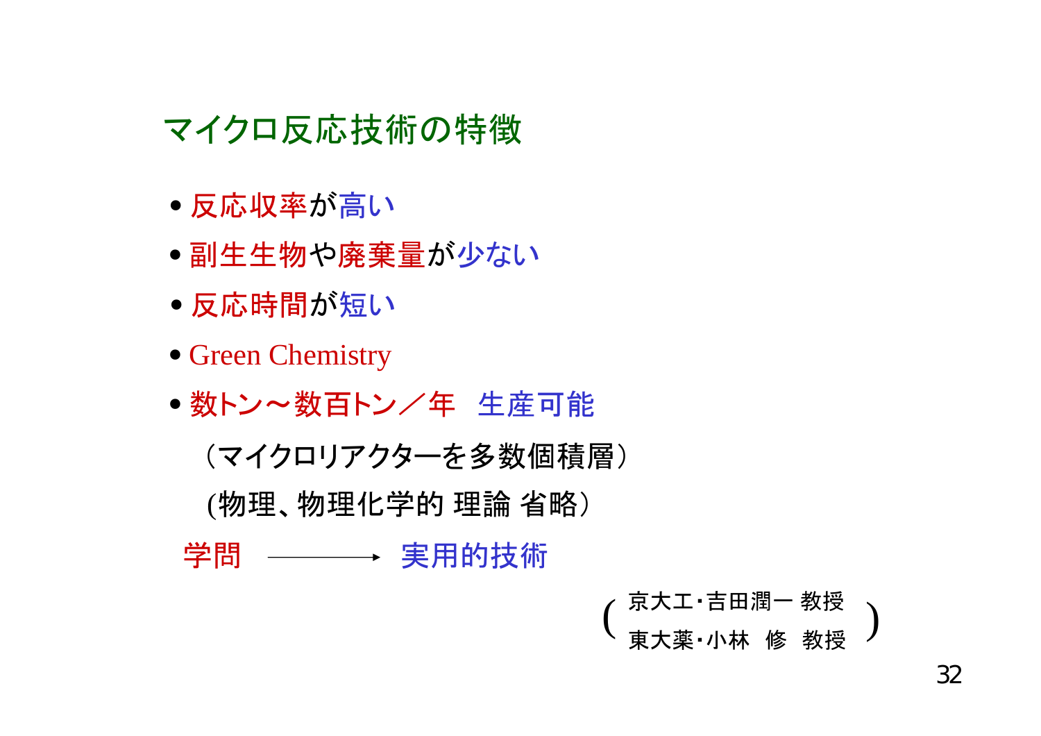## マイクロ反応技術の特徴

- 反応収率が高い
- 副生生物や廃棄量が少ない
- 反応時間が短い
- Green Chemistry
- 数トン～数百トン／年　生産可能

（マイクロリアクターを多数個積層）

(物理、物理化学的 理論 省略）

学問 ――→ 実用的技術

（京大工・吉田潤一 教授
東大薬・小林 修 教授）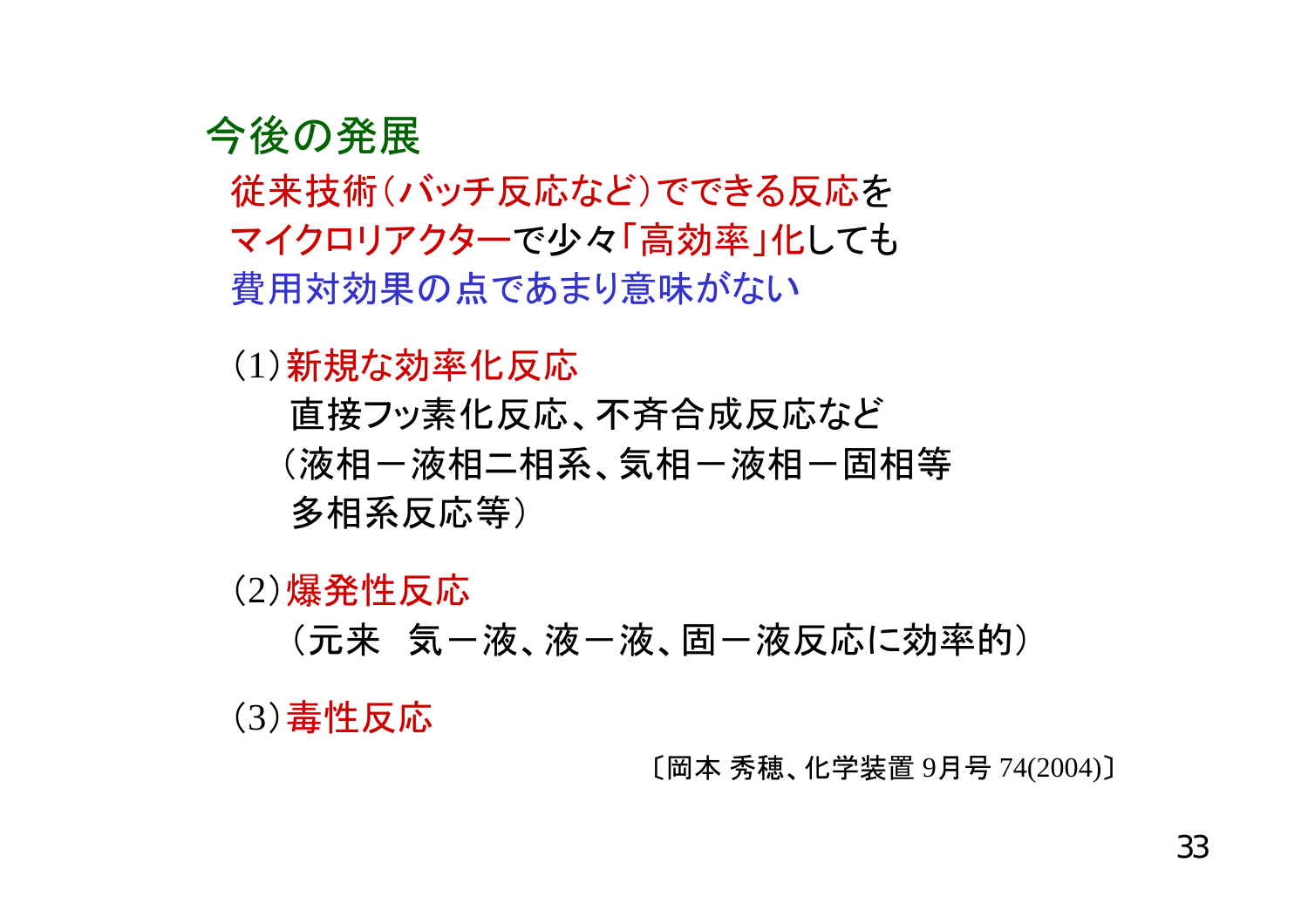## 今後の発展

従来技術(バッチ反応など)でできる反応を
マイクロリアクターで少々「高効率」化しても
費用対効果の点であまり意味がない

(1)新規な効率化反応
　　直接フッ素化反応、不斉合成反応など
　（液相－液相二相系、気相－液相－固相等
　　多相系反応等）

(2)爆発性反応
　　（元来　気－液、液－液、固－液反応に効率的）

(3)毒性反応

〔岡本 秀穂、化学装置 9月号 74(2004)〕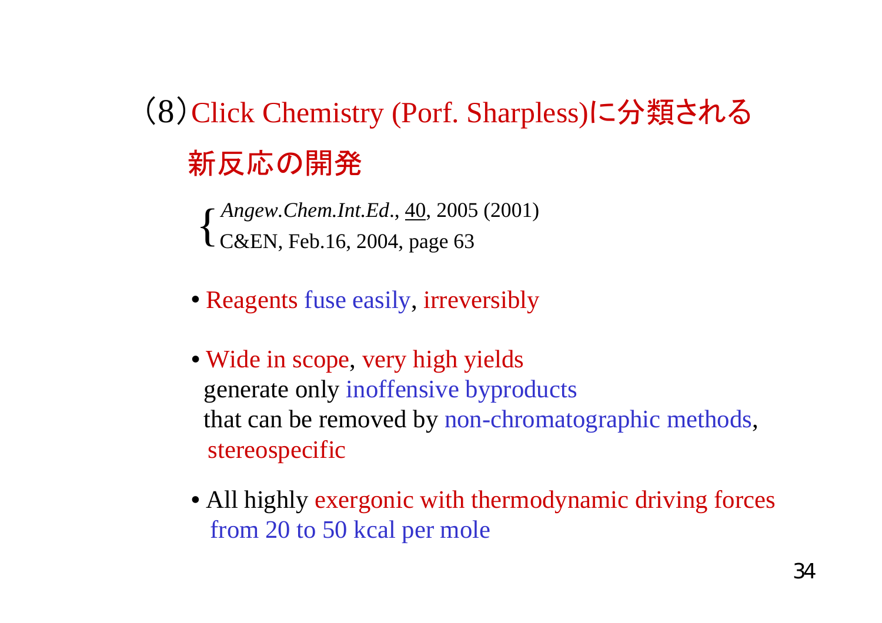## (8) Click Chemistry (Porf. Sharpless)に分類される新反応の開発

{ *Angew.Chem.Int.Ed.*, 40, 2005 (2001)
  C&EN, Feb.16, 2004, page 63

- Reagents fuse easily, irreversibly
- Wide in scope, very high yields
  generate only inoffensive byproducts
  that can be removed by non-chromatographic methods,
  stereospecific
- All highly exergonic with thermodynamic driving forces
  from 20 to 50 kcal per mole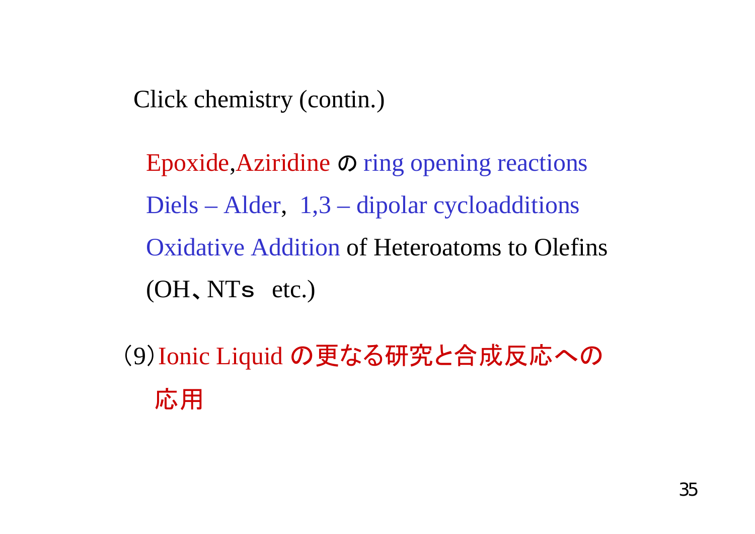Click chemistry (contin.)

Epoxide,Aziridine の ring opening reactions

Diels – Alder,  1,3 – dipolar cycloadditions

Oxidative Addition of Heteroatoms to Olefins

(OH、NTs  etc.)

(9) Ionic Liquid の更なる研究と合成反応への応用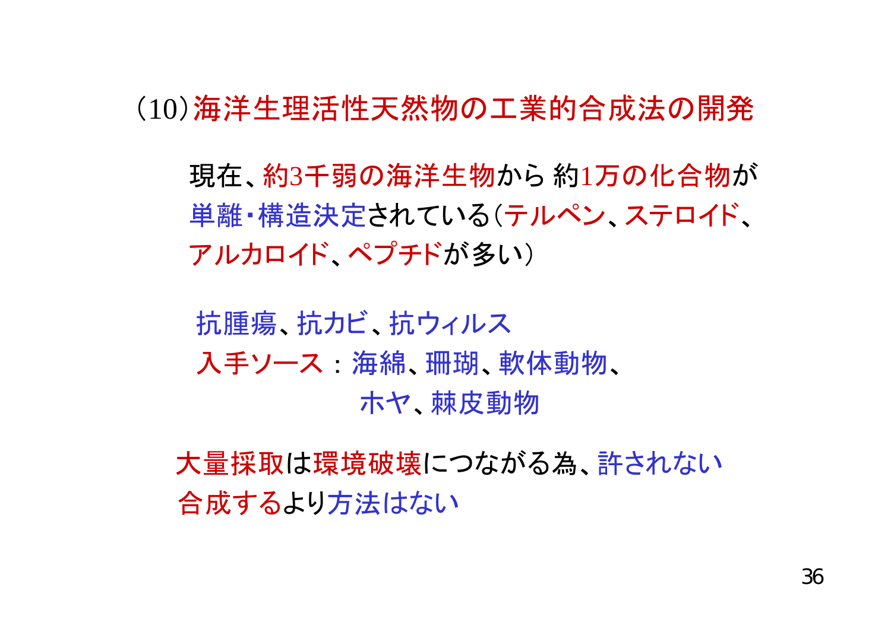## (10)海洋生理活性天然物の工業的合成法の開発

現在、約3千弱の海洋生物から 約1万の化合物が単離・構造決定されている(テルペン、ステロイド、アルカロイド、ペプチドが多い)

抗腫瘍、抗カビ、抗ウィルス

入手ソース：海綿、珊瑚、軟体動物、
ホヤ、棘皮動物

大量採取は環境破壊につながる為、許されない
合成するより方法はない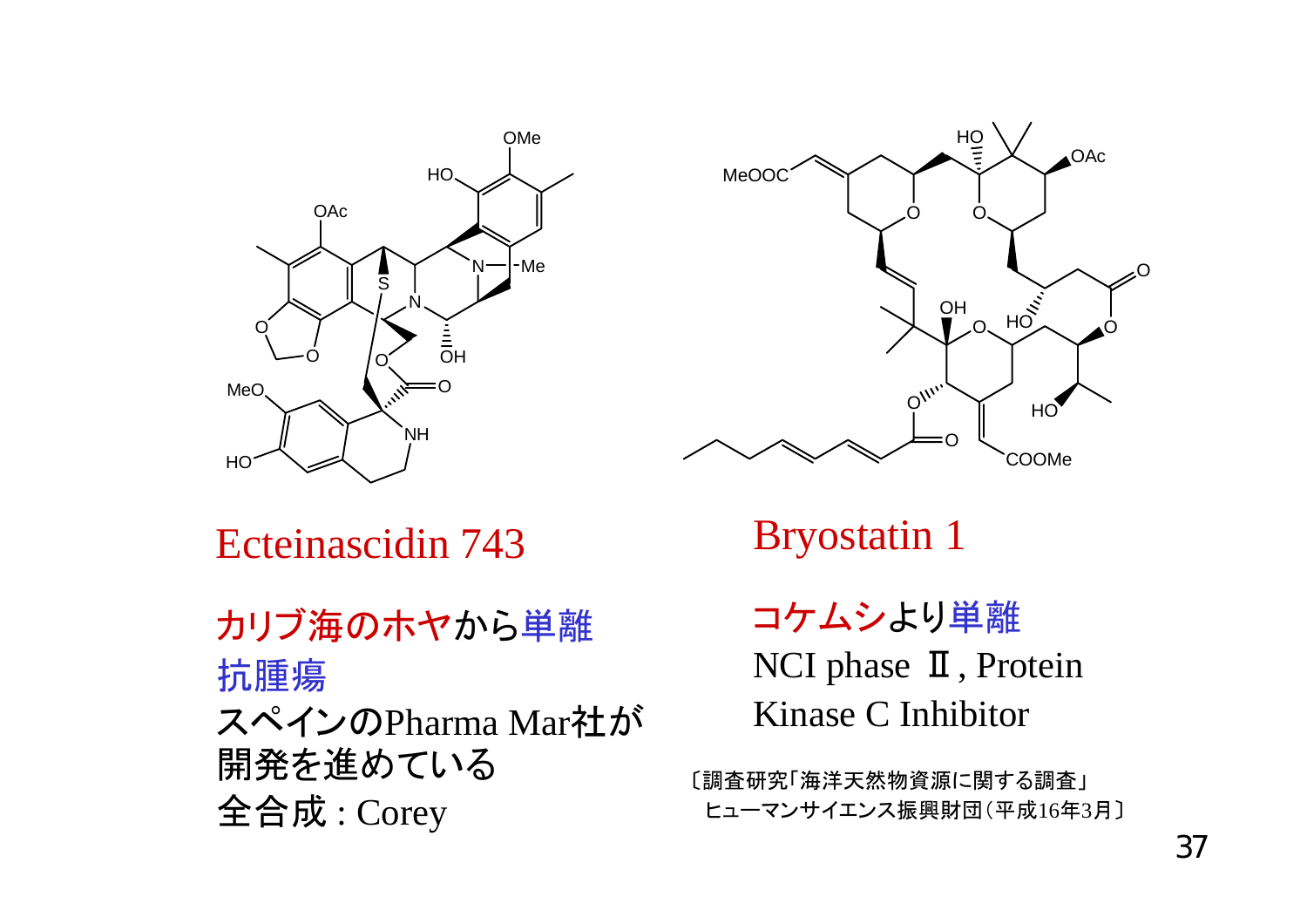## Ecteinascidin 743

カリブ海のホヤから単離
抗腫瘍
スペインのPharma Mar社が開発を進めている
全合成 : Corey

## Bryostatin 1

コケムシより単離
NCI phase Ⅱ, Protein Kinase C Inhibitor

〔調査研究「海洋天然物資源に関する調査」
ヒューマンサイエンス振興財団（平成16年3月〕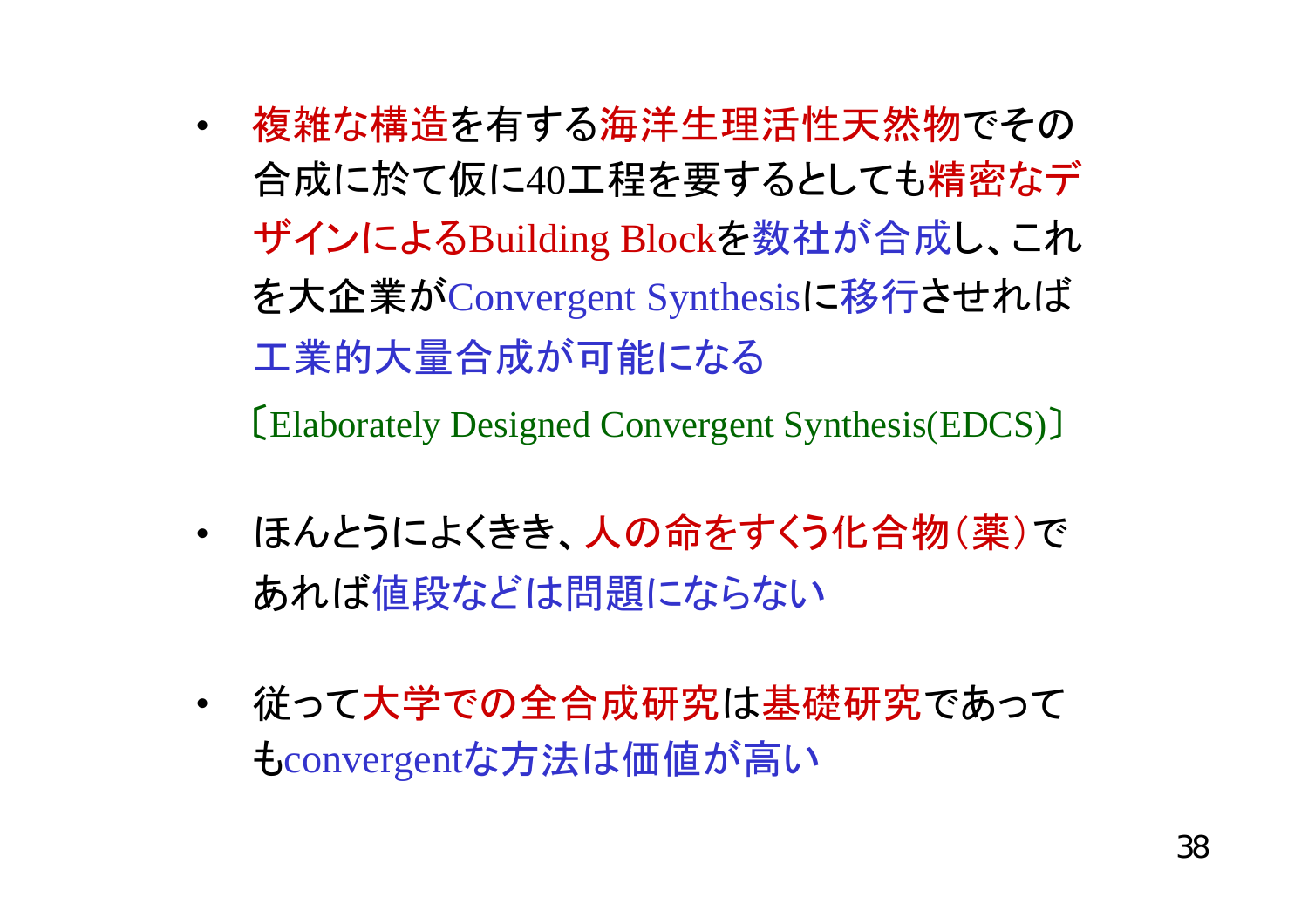- 複雑な構造を有する海洋生理活性天然物でその合成に於て仮に40工程を要するとしても精密なデザインによるBuilding Blockを数社が合成し、これを大企業がConvergent Synthesisに移行させれば工業的大量合成が可能になる

  〔Elaborately Designed Convergent Synthesis(EDCS)〕

- ほんとうによくきき、人の命をすくう化合物（薬）であれば値段などは問題にならない

- 従って大学での全合成研究は基礎研究であってもconvergentな方法は価値が高い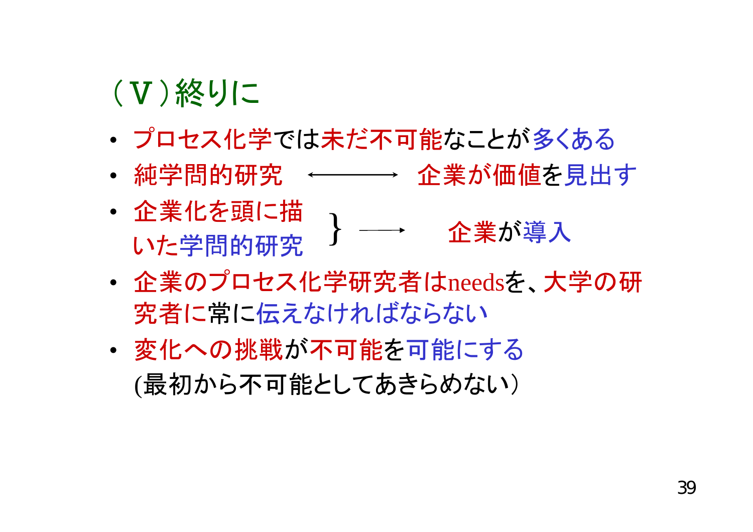# （Ⅴ）終りに

- プロセス化学では未だ不可能なことが多くある
- 純学問的研究 ⟷ 企業が価値を見出す
- 企業化を頭に描いた学問的研究 } ⟶ 企業が導入
- 企業のプロセス化学研究者はneedsを、大学の研究者に常に伝えなければならない
- 変化への挑戦が不可能を可能にする
  (最初から不可能としてあきらめない)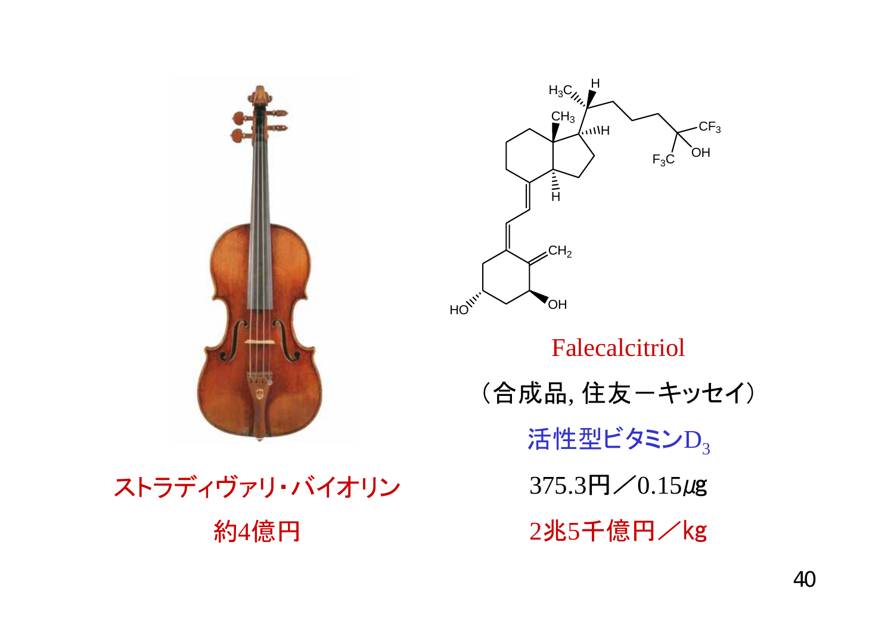ストラディヴァリ・バイオリン

約4億円

Falecalcitriol

（合成品, 住友ーキッセイ）

活性型ビタミン$D_3$

375.3円／0.15$\mu$g

2兆5千億円／kg